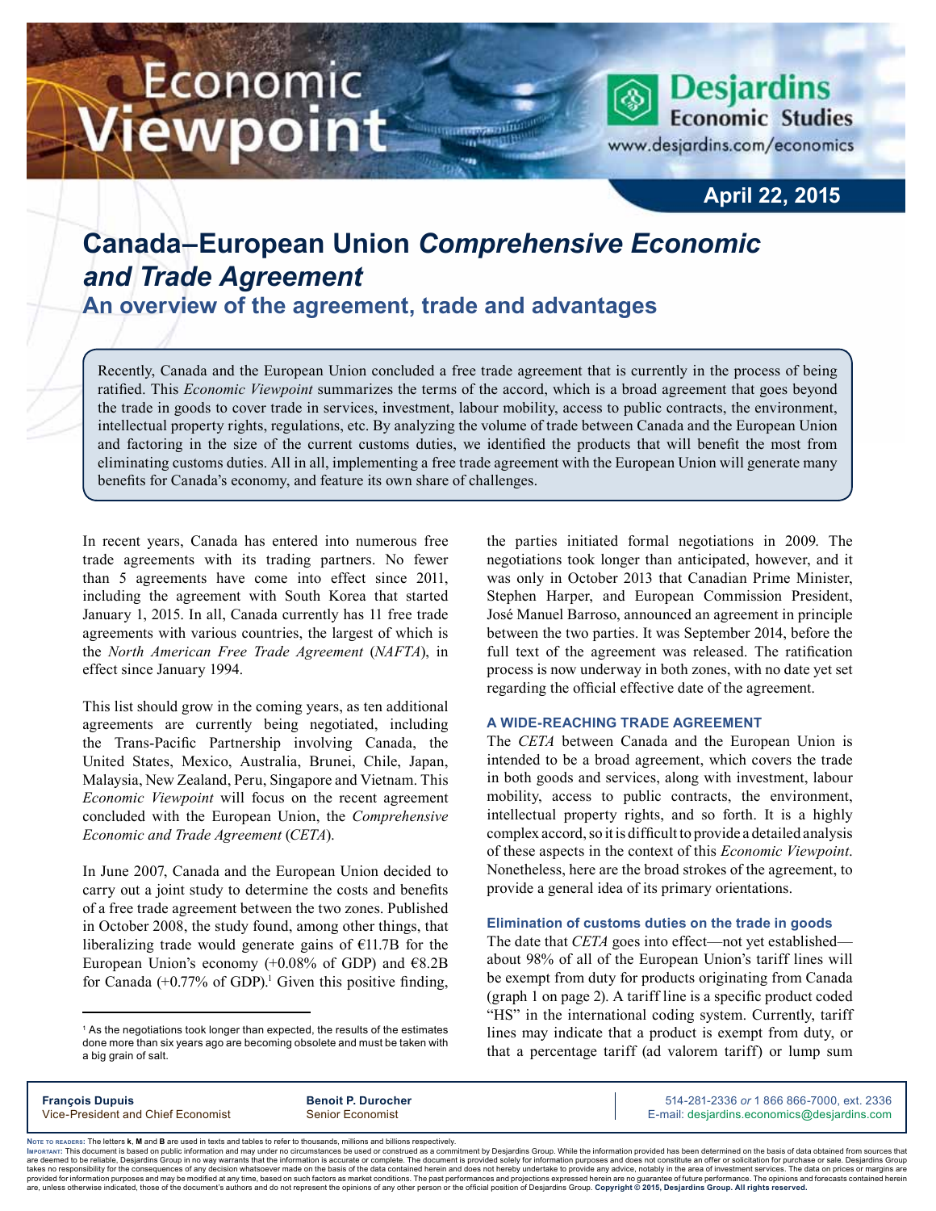Economic Viewpoint

Desjardins Economic Studies
www.desjardins.com/economics

April 22, 2015

# Canada–European Union *Comprehensive Economic and Trade Agreement*

## An overview of the agreement, trade and advantages

Recently, Canada and the European Union concluded a free trade agreement that is currently in the process of being ratified. This *Economic Viewpoint* summarizes the terms of the accord, which is a broad agreement that goes beyond the trade in goods to cover trade in services, investment, labour mobility, access to public contracts, the environment, intellectual property rights, regulations, etc. By analyzing the volume of trade between Canada and the European Union and factoring in the size of the current customs duties, we identified the products that will benefit the most from eliminating customs duties. All in all, implementing a free trade agreement with the European Union will generate many benefits for Canada's economy, and feature its own share of challenges.

In recent years, Canada has entered into numerous free trade agreements with its trading partners. No fewer than 5 agreements have come into effect since 2011, including the agreement with South Korea that started January 1, 2015. In all, Canada currently has 11 free trade agreements with various countries, the largest of which is the *North American Free Trade Agreement* (*NAFTA*), in effect since January 1994.

This list should grow in the coming years, as ten additional agreements are currently being negotiated, including the Trans-Pacific Partnership involving Canada, the United States, Mexico, Australia, Brunei, Chile, Japan, Malaysia, New Zealand, Peru, Singapore and Vietnam. This *Economic Viewpoint* will focus on the recent agreement concluded with the European Union, the *Comprehensive Economic and Trade Agreement* (*CETA*).

In June 2007, Canada and the European Union decided to carry out a joint study to determine the costs and benefits of a free trade agreement between the two zones. Published in October 2008, the study found, among other things, that liberalizing trade would generate gains of €11.7B for the European Union's economy (+0.08% of GDP) and €8.2B for Canada (+0.77% of GDP).[1] Given this positive finding, the parties initiated formal negotiations in 2009. The negotiations took longer than anticipated, however, and it was only in October 2013 that Canadian Prime Minister, Stephen Harper, and European Commission President, José Manuel Barroso, announced an agreement in principle between the two parties. It was September 2014, before the full text of the agreement was released. The ratification process is now underway in both zones, with no date yet set regarding the official effective date of the agreement.

### A WIDE-REACHING TRADE AGREEMENT

The *CETA* between Canada and the European Union is intended to be a broad agreement, which covers the trade in both goods and services, along with investment, labour mobility, access to public contracts, the environment, intellectual property rights, and so forth. It is a highly complex accord, so it is difficult to provide a detailed analysis of these aspects in the context of this *Economic Viewpoint*. Nonetheless, here are the broad strokes of the agreement, to provide a general idea of its primary orientations.

#### Elimination of customs duties on the trade in goods

The date that *CETA* goes into effect—not yet established—about 98% of all of the European Union's tariff lines will be exempt from duty for products originating from Canada (graph 1 on page 2). A tariff line is a specific product coded "HS" in the international coding system. Currently, tariff lines may indicate that a product is exempt from duty, or that a percentage tariff (ad valorem tariff) or lump sum

[1] As the negotiations took longer than expected, the results of the estimates done more than six years ago are becoming obsolete and must be taken with a big grain of salt.

**François Dupuis**
Vice-President and Chief Economist

**Benoit P. Durocher**
Senior Economist

514-281-2336 *or* 1 866 866-7000, ext. 2336
E-mail: desjardins.economics@desjardins.com

**Note to readers:** The letters **k**, **M** and **B** are used in texts and tables to refer to thousands, millions and billions respectively.
**Important:** This document is based on public information and may under no circumstances be used or construed as a commitment by Desjardins Group. While the information provided has been determined on the basis of data obtained from sources that are deemed to be reliable, Desjardins Group in no way warrants that the information is accurate or complete. The document is provided solely for information purposes and does not constitute an offer or solicitation for purchase or sale. Desjardins Group takes no responsibility for the consequences of any decision whatsoever made on the basis of the data contained herein and does not hereby undertake to provide any advice, notably in the area of investment services. The data on prices or margins are provided for information purposes and may be modified at any time, based on such factors as market conditions. The past performances and projections expressed herein are no guarantee of future performance. The opinions and forecasts contained herein are, unless otherwise indicated, those of the document's authors and do not represent the opinions of any other person or the official position of Desjardins Group. **Copyright © 2015, Desjardins Group. All rights reserved.**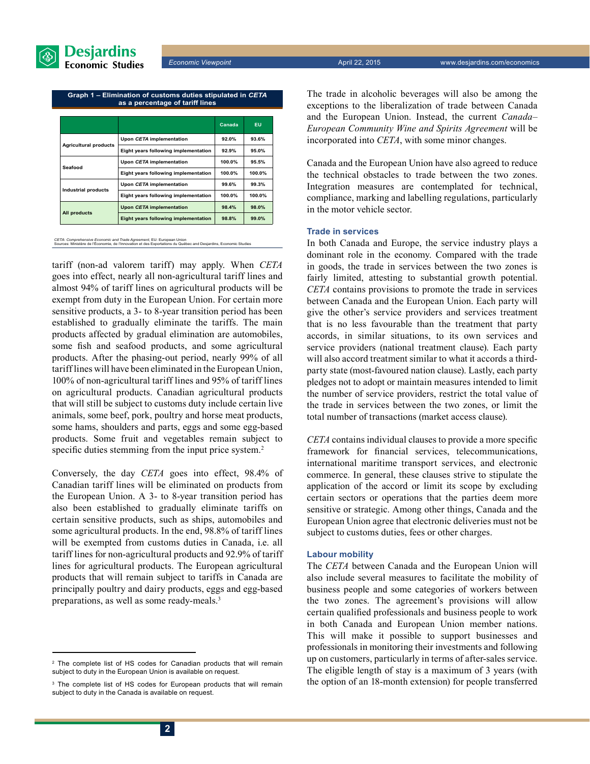**Graph 1 – Elimination of customs duties stipulated in *CETA* as a percentage of tariff lines**

| | | Canada | EU |
|---|---|---|---|
| Agricultural products | Upon *CETA* implementation | 92.0% | 93.6% |
| | Eight years following implementation | 92.9% | 95.0% |
| Seafood | Upon *CETA* implementation | 100.0% | 95.5% |
| | Eight years following implementation | 100.0% | 100.0% |
| Industrial products | Upon *CETA* implementation | 99.6% | 99.3% |
| | Eight years following implementation | 100.0% | 100.0% |
| All products | Upon *CETA* implementation | 98.4% | 98.0% |
| | Eight years following implementation | 98.8% | 99.0% |

*CETA: Comprehensive Economic and Trade Agreement, EU: European Union*
Sources: Ministère de l'Économie, de l'Innovation et des Exportations du Québec and Desjardins, Economic Studies

tariff (non-ad valorem tariff) may apply. When *CETA* goes into effect, nearly all non-agricultural tariff lines and almost 94% of tariff lines on agricultural products will be exempt from duty in the European Union. For certain more sensitive products, a 3- to 8-year transition period has been established to gradually eliminate the tariffs. The main products affected by gradual elimination are automobiles, some fish and seafood products, and some agricultural products. After the phasing-out period, nearly 99% of all tariff lines will have been eliminated in the European Union, 100% of non-agricultural tariff lines and 95% of tariff lines on agricultural products. Canadian agricultural products that will still be subject to customs duty include certain live animals, some beef, pork, poultry and horse meat products, some hams, shoulders and parts, eggs and some egg-based products. Some fruit and vegetables remain subject to specific duties stemming from the input price system.[2]

Conversely, the day *CETA* goes into effect, 98.4% of Canadian tariff lines will be eliminated on products from the European Union. A 3- to 8-year transition period has also been established to gradually eliminate tariffs on certain sensitive products, such as ships, automobiles and some agricultural products. In the end, 98.8% of tariff lines will be exempted from customs duties in Canada, i.e. all tariff lines for non-agricultural products and 92.9% of tariff lines for agricultural products. The European agricultural products that will remain subject to tariffs in Canada are principally poultry and dairy products, eggs and egg-based preparations, as well as some ready-meals.[3]

The trade in alcoholic beverages will also be among the exceptions to the liberalization of trade between Canada and the European Union. Instead, the current *Canada–European Community Wine and Spirits Agreement* will be incorporated into *CETA*, with some minor changes.

Canada and the European Union have also agreed to reduce the technical obstacles to trade between the two zones. Integration measures are contemplated for technical, compliance, marking and labelling regulations, particularly in the motor vehicle sector.

### Trade in services

In both Canada and Europe, the service industry plays a dominant role in the economy. Compared with the trade in goods, the trade in services between the two zones is fairly limited, attesting to substantial growth potential. *CETA* contains provisions to promote the trade in services between Canada and the European Union. Each party will give the other's service providers and services treatment that is no less favourable than the treatment that party accords, in similar situations, to its own services and service providers (national treatment clause). Each party will also accord treatment similar to what it accords a third-party state (most-favoured nation clause). Lastly, each party pledges not to adopt or maintain measures intended to limit the number of service providers, restrict the total value of the trade in services between the two zones, or limit the total number of transactions (market access clause).

*CETA* contains individual clauses to provide a more specific framework for financial services, telecommunications, international maritime transport services, and electronic commerce. In general, these clauses strive to stipulate the application of the accord or limit its scope by excluding certain sectors or operations that the parties deem more sensitive or strategic. Among other things, Canada and the European Union agree that electronic deliveries must not be subject to customs duties, fees or other charges.

### Labour mobility

The *CETA* between Canada and the European Union will also include several measures to facilitate the mobility of business people and some categories of workers between the two zones. The agreement's provisions will allow certain qualified professionals and business people to work in both Canada and European Union member nations. This will make it possible to support businesses and professionals in monitoring their investments and following up on customers, particularly in terms of after-sales service. The eligible length of stay is a maximum of 3 years (with the option of an 18-month extension) for people transferred

---

[2] The complete list of HS codes for Canadian products that will remain subject to duty in the European Union is available on request.

[3] The complete list of HS codes for European products that will remain subject to duty in the Canada is available on request.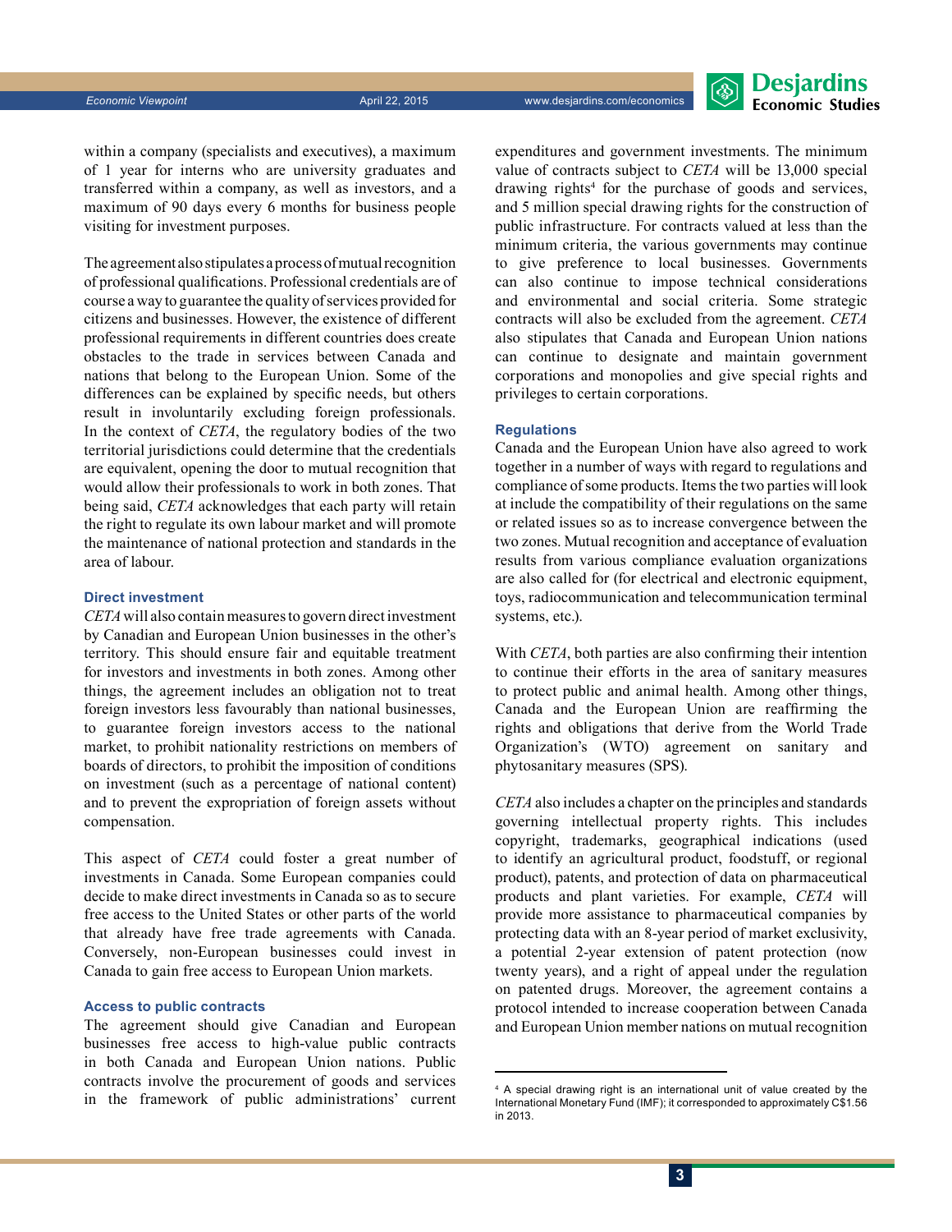within a company (specialists and executives), a maximum of 1 year for interns who are university graduates and transferred within a company, as well as investors, and a maximum of 90 days every 6 months for business people visiting for investment purposes.

The agreement also stipulates a process of mutual recognition of professional qualifications. Professional credentials are of course a way to guarantee the quality of services provided for citizens and businesses. However, the existence of different professional requirements in different countries does create obstacles to the trade in services between Canada and nations that belong to the European Union. Some of the differences can be explained by specific needs, but others result in involuntarily excluding foreign professionals. In the context of *CETA*, the regulatory bodies of the two territorial jurisdictions could determine that the credentials are equivalent, opening the door to mutual recognition that would allow their professionals to work in both zones. That being said, *CETA* acknowledges that each party will retain the right to regulate its own labour market and will promote the maintenance of national protection and standards in the area of labour.

### Direct investment

*CETA* will also contain measures to govern direct investment by Canadian and European Union businesses in the other's territory. This should ensure fair and equitable treatment for investors and investments in both zones. Among other things, the agreement includes an obligation not to treat foreign investors less favourably than national businesses, to guarantee foreign investors access to the national market, to prohibit nationality restrictions on members of boards of directors, to prohibit the imposition of conditions on investment (such as a percentage of national content) and to prevent the expropriation of foreign assets without compensation.

This aspect of *CETA* could foster a great number of investments in Canada. Some European companies could decide to make direct investments in Canada so as to secure free access to the United States or other parts of the world that already have free trade agreements with Canada. Conversely, non-European businesses could invest in Canada to gain free access to European Union markets.

### Access to public contracts

The agreement should give Canadian and European businesses free access to high-value public contracts in both Canada and European Union nations. Public contracts involve the procurement of goods and services in the framework of public administrations' current expenditures and government investments. The minimum value of contracts subject to *CETA* will be 13,000 special drawing rights[4] for the purchase of goods and services, and 5 million special drawing rights for the construction of public infrastructure. For contracts valued at less than the minimum criteria, the various governments may continue to give preference to local businesses. Governments can also continue to impose technical considerations and environmental and social criteria. Some strategic contracts will also be excluded from the agreement. *CETA* also stipulates that Canada and European Union nations can continue to designate and maintain government corporations and monopolies and give special rights and privileges to certain corporations.

### Regulations

Canada and the European Union have also agreed to work together in a number of ways with regard to regulations and compliance of some products. Items the two parties will look at include the compatibility of their regulations on the same or related issues so as to increase convergence between the two zones. Mutual recognition and acceptance of evaluation results from various compliance evaluation organizations are also called for (for electrical and electronic equipment, toys, radiocommunication and telecommunication terminal systems, etc.).

With *CETA*, both parties are also confirming their intention to continue their efforts in the area of sanitary measures to protect public and animal health. Among other things, Canada and the European Union are reaffirming the rights and obligations that derive from the World Trade Organization's (WTO) agreement on sanitary and phytosanitary measures (SPS).

*CETA* also includes a chapter on the principles and standards governing intellectual property rights. This includes copyright, trademarks, geographical indications (used to identify an agricultural product, foodstuff, or regional product), patents, and protection of data on pharmaceutical products and plant varieties. For example, *CETA* will provide more assistance to pharmaceutical companies by protecting data with an 8-year period of market exclusivity, a potential 2-year extension of patent protection (now twenty years), and a right of appeal under the regulation on patented drugs. Moreover, the agreement contains a protocol intended to increase cooperation between Canada and European Union member nations on mutual recognition

---

[4] A special drawing right is an international unit of value created by the International Monetary Fund (IMF); it corresponded to approximately C$1.56 in 2013.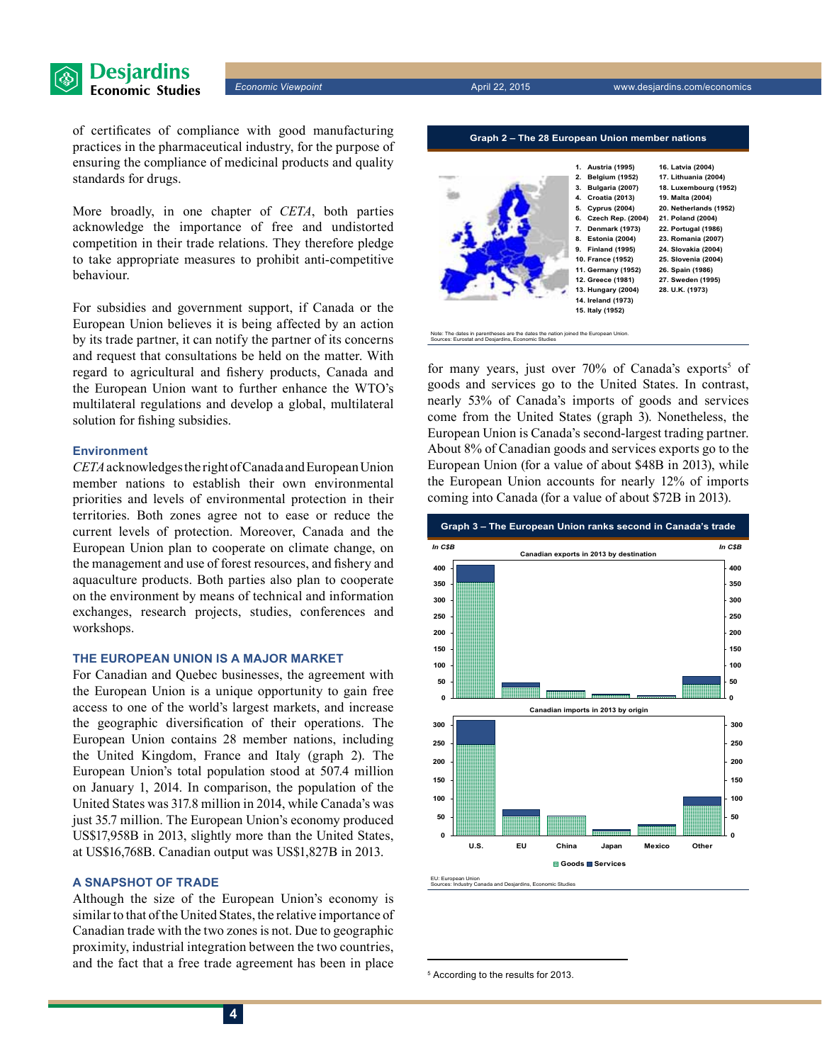of certificates of compliance with good manufacturing practices in the pharmaceutical industry, for the purpose of ensuring the compliance of medicinal products and quality standards for drugs.

More broadly, in one chapter of *CETA*, both parties acknowledge the importance of free and undistorted competition in their trade relations. They therefore pledge to take appropriate measures to prohibit anti-competitive behaviour.

For subsidies and government support, if Canada or the European Union believes it is being affected by an action by its trade partner, it can notify the partner of its concerns and request that consultations be held on the matter. With regard to agricultural and fishery products, Canada and the European Union want to further enhance the WTO's multilateral regulations and develop a global, multilateral solution for fishing subsidies.

### Environment

*CETA* acknowledges the right of Canada and European Union member nations to establish their own environmental priorities and levels of environmental protection in their territories. Both zones agree not to ease or reduce the current levels of protection. Moreover, Canada and the European Union plan to cooperate on climate change, on the management and use of forest resources, and fishery and aquaculture products. Both parties also plan to cooperate on the environment by means of technical and information exchanges, research projects, studies, conferences and workshops.

## THE EUROPEAN UNION IS A MAJOR MARKET

For Canadian and Quebec businesses, the agreement with the European Union is a unique opportunity to gain free access to one of the world's largest markets, and increase the geographic diversification of their operations. The European Union contains 28 member nations, including the United Kingdom, France and Italy (graph 2). The European Union's total population stood at 507.4 million on January 1, 2014. In comparison, the population of the United States was 317.8 million in 2014, while Canada's was just 35.7 million. The European Union's economy produced US$17,958B in 2013, slightly more than the United States, at US$16,768B. Canadian output was US$1,827B in 2013.

**Graph 2 – The 28 European Union member nations**

| | |
|---|---|
| 1. Austria (1995) | 16. Latvia (2004) |
| 2. Belgium (1952) | 17. Lithuania (2004) |
| 3. Bulgaria (2007) | 18. Luxembourg (1952) |
| 4. Croatia (2013) | 19. Malta (2004) |
| 5. Cyprus (2004) | 20. Netherlands (1952) |
| 6. Czech Rep. (2004) | 21. Poland (2004) |
| 7. Denmark (1973) | 22. Portugal (1986) |
| 8. Estonia (2004) | 23. Romania (2007) |
| 9. Finland (1995) | 24. Slovakia (2004) |
| 10. France (1952) | 25. Slovenia (2004) |
| 11. Germany (1952) | 26. Spain (1986) |
| 12. Greece (1981) | 27. Sweden (1995) |
| 13. Hungary (2004) | 28. U.K. (1973) |
| 14. Ireland (1973) | |
| 15. Italy (1952) | |

Note: The dates in parentheses are the dates the nation joined the European Union.
Sources: Eurostat and Desjardins, Economic Studies

## A SNAPSHOT OF TRADE

Although the size of the European Union's economy is similar to that of the United States, the relative importance of Canadian trade with the two zones is not. Due to geographic proximity, industrial integration between the two countries, and the fact that a free trade agreement has been in place for many years, just over 70% of Canada's exports[5] of goods and services go to the United States. In contrast, nearly 53% of Canada's imports of goods and services come from the United States (graph 3). Nonetheless, the European Union is Canada's second-largest trading partner. About 8% of Canadian goods and services exports go to the European Union (for a value of about $48B in 2013), while the European Union accounts for nearly 12% of imports coming into Canada (for a value of about $72B in 2013).

**Graph 3 – The European Union ranks second in Canada's trade**

Canadian exports in 2013 by destination (In C$B)

Canadian imports in 2013 by origin (In C$B)

U.S., EU, China, Japan, Mexico, Other — Goods, Services

EU: European Union
Sources: Industry Canada and Desjardins, Economic Studies

[5] According to the results for 2013.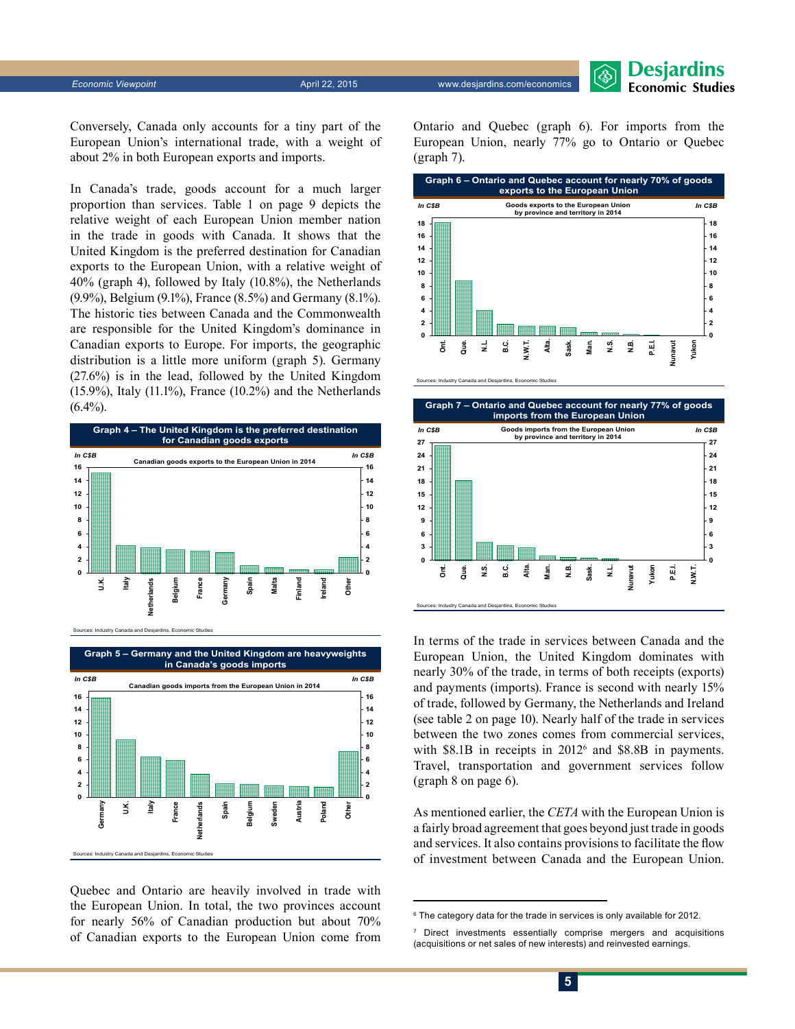Conversely, Canada only accounts for a tiny part of the European Union's international trade, with a weight of about 2% in both European exports and imports.

In Canada's trade, goods account for a much larger proportion than services. Table 1 on page 9 depicts the relative weight of each European Union member nation in the trade in goods with Canada. It shows that the United Kingdom is the preferred destination for Canadian exports to the European Union, with a relative weight of 40% (graph 4), followed by Italy (10.8%), the Netherlands (9.9%), Belgium (9.1%), France (8.5%) and Germany (8.1%). The historic ties between Canada and the Commonwealth are responsible for the United Kingdom's dominance in Canadian exports to Europe. For imports, the geographic distribution is a little more uniform (graph 5). Germany (27.6%) is in the lead, followed by the United Kingdom (15.9%), Italy (11.1%), France (10.2%) and the Netherlands (6.4%).

**Graph 4 – The United Kingdom is the preferred destination for Canadian goods exports**

Canadian goods exports to the European Union in 2014 (In C$B)

Sources: Industry Canada and Desjardins, Economic Studies

**Graph 5 – Germany and the United Kingdom are heavyweights in Canada's goods imports**

Canadian goods imports from the European Union in 2014 (In C$B)

Sources: Industry Canada and Desjardins, Economic Studies

Quebec and Ontario are heavily involved in trade with the European Union. In total, the two provinces account for nearly 56% of Canadian production but about 70% of Canadian exports to the European Union come from Ontario and Quebec (graph 6). For imports from the European Union, nearly 77% go to Ontario or Quebec (graph 7).

**Graph 6 – Ontario and Quebec account for nearly 70% of goods exports to the European Union**

Goods exports to the European Union by province and territory in 2014 (In C$B)

Sources: Industry Canada and Desjardins, Economic Studies

**Graph 7 – Ontario and Quebec account for nearly 77% of goods imports from the European Union**

Goods imports from the European Union by province and territory in 2014 (In C$B)

Sources: Industry Canada and Desjardins, Economic Studies

In terms of the trade in services between Canada and the European Union, the United Kingdom dominates with nearly 30% of the trade, in terms of both receipts (exports) and payments (imports). France is second with nearly 15% of trade, followed by Germany, the Netherlands and Ireland (see table 2 on page 10). Nearly half of the trade in services between the two zones comes from commercial services, with \$8.1B in receipts in 2012[6] and \$8.8B in payments. Travel, transportation and government services follow (graph 8 on page 6).

As mentioned earlier, the *CETA* with the European Union is a fairly broad agreement that goes beyond just trade in goods and services. It also contains provisions to facilitate the flow of investment between Canada and the European Union.

---

[6] The category data for the trade in services is only available for 2012.

[7] Direct investments essentially comprise mergers and acquisitions (acquisitions or net sales of new interests) and reinvested earnings.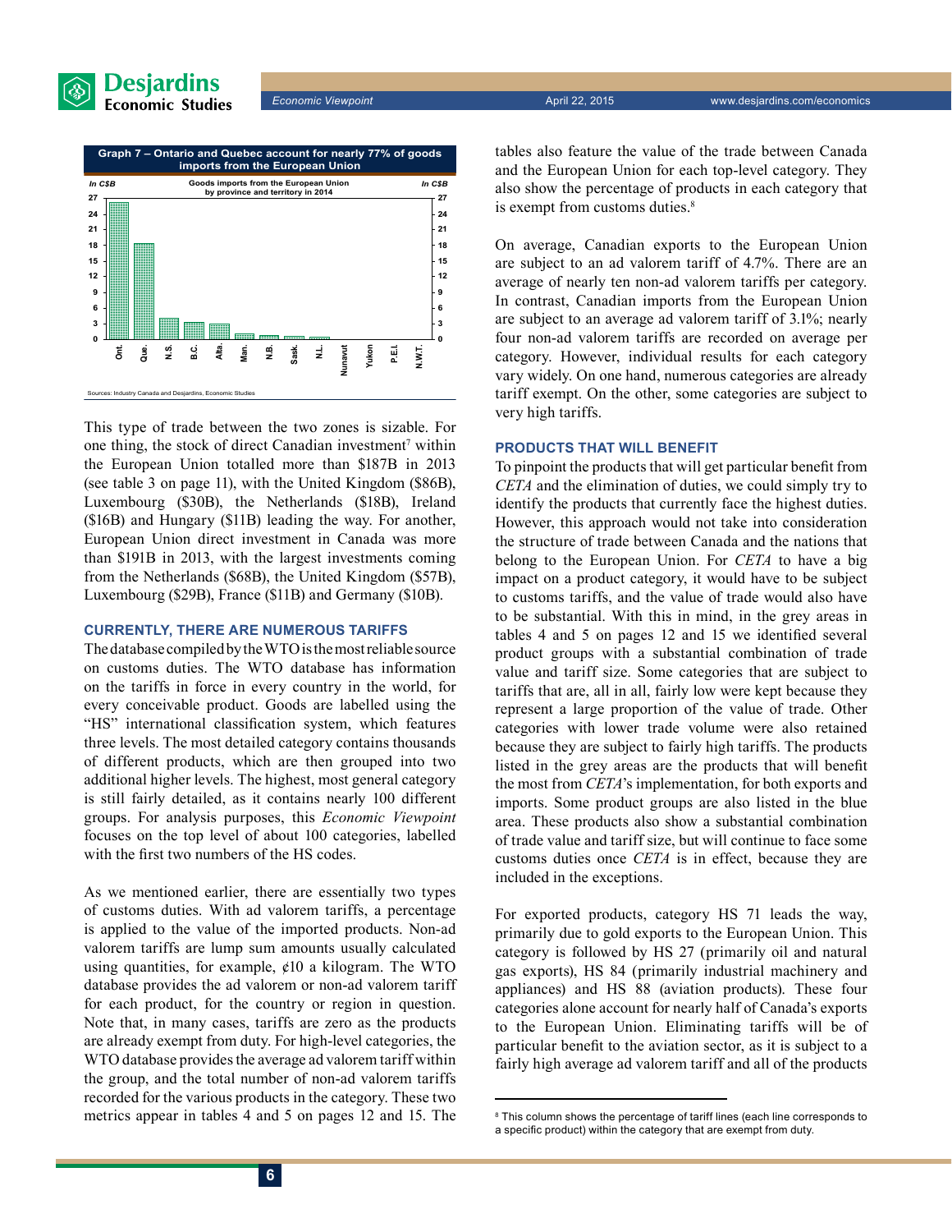**Graph 7 – Ontario and Quebec account for nearly 77% of goods imports from the European Union**

Goods imports from the European Union by province and territory in 2014

Sources: Industry Canada and Desjardins, Economic Studies

This type of trade between the two zones is sizable. For one thing, the stock of direct Canadian investment[7] within the European Union totalled more than \$187B in 2013 (see table 3 on page 11), with the United Kingdom (\$86B), Luxembourg (\$30B), the Netherlands (\$18B), Ireland (\$16B) and Hungary (\$11B) leading the way. For another, European Union direct investment in Canada was more than \$191B in 2013, with the largest investments coming from the Netherlands (\$68B), the United Kingdom (\$57B), Luxembourg (\$29B), France (\$11B) and Germany (\$10B).

### CURRENTLY, THERE ARE NUMEROUS TARIFFS

The database compiled by the WTO is the most reliable source on customs duties. The WTO database has information on the tariffs in force in every country in the world, for every conceivable product. Goods are labelled using the "HS" international classification system, which features three levels. The most detailed category contains thousands of different products, which are then grouped into two additional higher levels. The highest, most general category is still fairly detailed, as it contains nearly 100 different groups. For analysis purposes, this *Economic Viewpoint* focuses on the top level of about 100 categories, labelled with the first two numbers of the HS codes.

As we mentioned earlier, there are essentially two types of customs duties. With ad valorem tariffs, a percentage is applied to the value of the imported products. Non-ad valorem tariffs are lump sum amounts usually calculated using quantities, for example, ¢10 a kilogram. The WTO database provides the ad valorem or non-ad valorem tariff for each product, for the country or region in question. Note that, in many cases, tariffs are zero as the products are already exempt from duty. For high-level categories, the WTO database provides the average ad valorem tariff within the group, and the total number of non-ad valorem tariffs recorded for the various products in the category. These two metrics appear in tables 4 and 5 on pages 12 and 15. The tables also feature the value of the trade between Canada and the European Union for each top-level category. They also show the percentage of products in each category that is exempt from customs duties.[8]

On average, Canadian exports to the European Union are subject to an ad valorem tariff of 4.7%. There are an average of nearly ten non-ad valorem tariffs per category. In contrast, Canadian imports from the European Union are subject to an average ad valorem tariff of 3.1%; nearly four non-ad valorem tariffs are recorded on average per category. However, individual results for each category vary widely. On one hand, numerous categories are already tariff exempt. On the other, some categories are subject to very high tariffs.

### PRODUCTS THAT WILL BENEFIT

To pinpoint the products that will get particular benefit from *CETA* and the elimination of duties, we could simply try to identify the products that currently face the highest duties. However, this approach would not take into consideration the structure of trade between Canada and the nations that belong to the European Union. For *CETA* to have a big impact on a product category, it would have to be subject to customs tariffs, and the value of trade would also have to be substantial. With this in mind, in the grey areas in tables 4 and 5 on pages 12 and 15 we identified several product groups with a substantial combination of trade value and tariff size. Some categories that are subject to tariffs that are, all in all, fairly low were kept because they represent a large proportion of the value of trade. Other categories with lower trade volume were also retained because they are subject to fairly high tariffs. The products listed in the grey areas are the products that will benefit the most from *CETA*'s implementation, for both exports and imports. Some product groups are also listed in the blue area. These products also show a substantial combination of trade value and tariff size, but will continue to face some customs duties once *CETA* is in effect, because they are included in the exceptions.

For exported products, category HS 71 leads the way, primarily due to gold exports to the European Union. This category is followed by HS 27 (primarily oil and natural gas exports), HS 84 (primarily industrial machinery and appliances) and HS 88 (aviation products). These four categories alone account for nearly half of Canada's exports to the European Union. Eliminating tariffs will be of particular benefit to the aviation sector, as it is subject to a fairly high average ad valorem tariff and all of the products

---

[8] This column shows the percentage of tariff lines (each line corresponds to a specific product) within the category that are exempt from duty.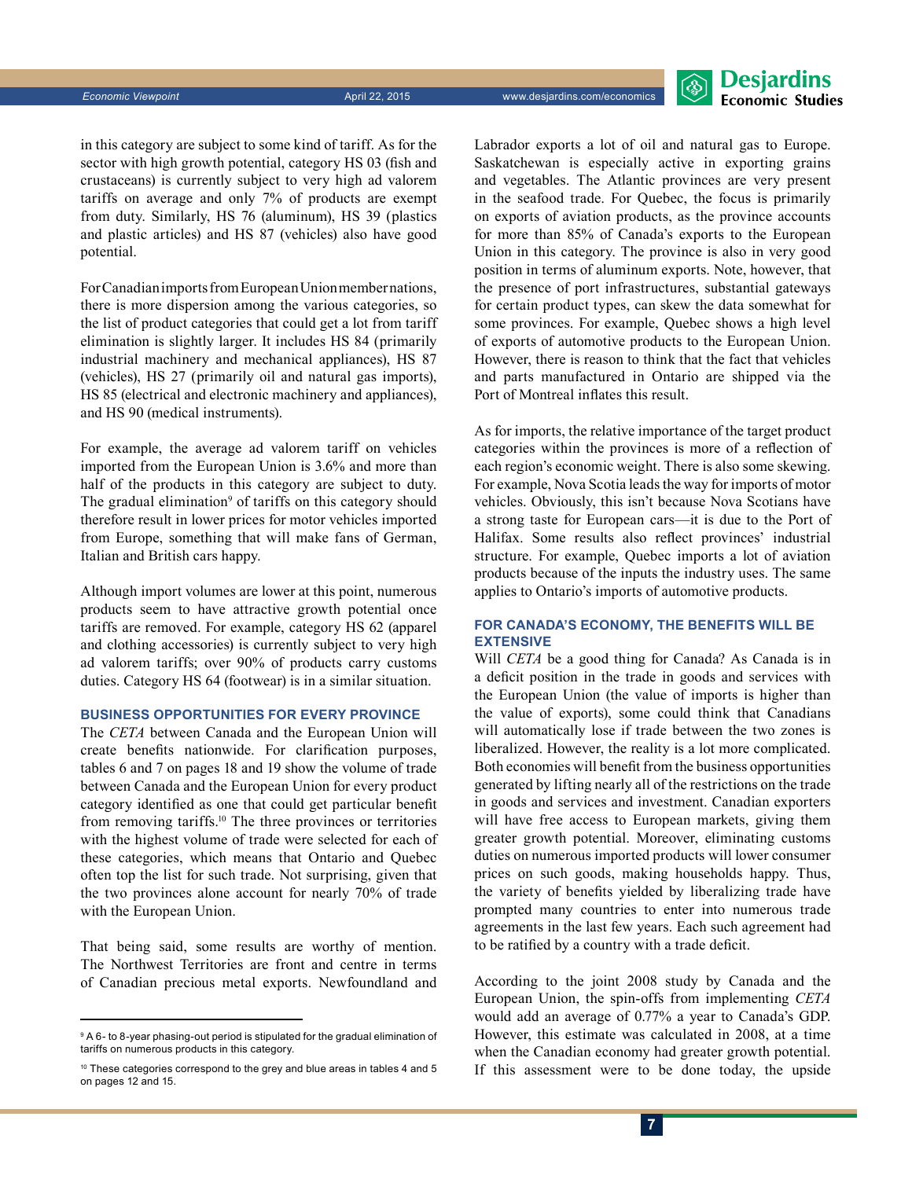in this category are subject to some kind of tariff. As for the sector with high growth potential, category HS 03 (fish and crustaceans) is currently subject to very high ad valorem tariffs on average and only 7% of products are exempt from duty. Similarly, HS 76 (aluminum), HS 39 (plastics and plastic articles) and HS 87 (vehicles) also have good potential.

For Canadian imports from European Union member nations, there is more dispersion among the various categories, so the list of product categories that could get a lot from tariff elimination is slightly larger. It includes HS 84 (primarily industrial machinery and mechanical appliances), HS 87 (vehicles), HS 27 (primarily oil and natural gas imports), HS 85 (electrical and electronic machinery and appliances), and HS 90 (medical instruments).

For example, the average ad valorem tariff on vehicles imported from the European Union is 3.6% and more than half of the products in this category are subject to duty. The gradual elimination[9] of tariffs on this category should therefore result in lower prices for motor vehicles imported from Europe, something that will make fans of German, Italian and British cars happy.

Although import volumes are lower at this point, numerous products seem to have attractive growth potential once tariffs are removed. For example, category HS 62 (apparel and clothing accessories) is currently subject to very high ad valorem tariffs; over 90% of products carry customs duties. Category HS 64 (footwear) is in a similar situation.

### BUSINESS OPPORTUNITIES FOR EVERY PROVINCE

The *CETA* between Canada and the European Union will create benefits nationwide. For clarification purposes, tables 6 and 7 on pages 18 and 19 show the volume of trade between Canada and the European Union for every product category identified as one that could get particular benefit from removing tariffs.[10] The three provinces or territories with the highest volume of trade were selected for each of these categories, which means that Ontario and Quebec often top the list for such trade. Not surprising, given that the two provinces alone account for nearly 70% of trade with the European Union.

That being said, some results are worthy of mention. The Northwest Territories are front and centre in terms of Canadian precious metal exports. Newfoundland and Labrador exports a lot of oil and natural gas to Europe. Saskatchewan is especially active in exporting grains and vegetables. The Atlantic provinces are very present in the seafood trade. For Quebec, the focus is primarily on exports of aviation products, as the province accounts for more than 85% of Canada's exports to the European Union in this category. The province is also in very good position in terms of aluminum exports. Note, however, that the presence of port infrastructures, substantial gateways for certain product types, can skew the data somewhat for some provinces. For example, Quebec shows a high level of exports of automotive products to the European Union. However, there is reason to think that the fact that vehicles and parts manufactured in Ontario are shipped via the Port of Montreal inflates this result.

As for imports, the relative importance of the target product categories within the provinces is more of a reflection of each region's economic weight. There is also some skewing. For example, Nova Scotia leads the way for imports of motor vehicles. Obviously, this isn't because Nova Scotians have a strong taste for European cars—it is due to the Port of Halifax. Some results also reflect provinces' industrial structure. For example, Quebec imports a lot of aviation products because of the inputs the industry uses. The same applies to Ontario's imports of automotive products.

### FOR CANADA'S ECONOMY, THE BENEFITS WILL BE EXTENSIVE

Will *CETA* be a good thing for Canada? As Canada is in a deficit position in the trade in goods and services with the European Union (the value of imports is higher than the value of exports), some could think that Canadians will automatically lose if trade between the two zones is liberalized. However, the reality is a lot more complicated. Both economies will benefit from the business opportunities generated by lifting nearly all of the restrictions on the trade in goods and services and investment. Canadian exporters will have free access to European markets, giving them greater growth potential. Moreover, eliminating customs duties on numerous imported products will lower consumer prices on such goods, making households happy. Thus, the variety of benefits yielded by liberalizing trade have prompted many countries to enter into numerous trade agreements in the last few years. Each such agreement had to be ratified by a country with a trade deficit.

According to the joint 2008 study by Canada and the European Union, the spin-offs from implementing *CETA* would add an average of 0.77% a year to Canada's GDP. However, this estimate was calculated in 2008, at a time when the Canadian economy had greater growth potential. If this assessment were to be done today, the upside

---

[9] A 6- to 8-year phasing-out period is stipulated for the gradual elimination of tariffs on numerous products in this category.

[10] These categories correspond to the grey and blue areas in tables 4 and 5 on pages 12 and 15.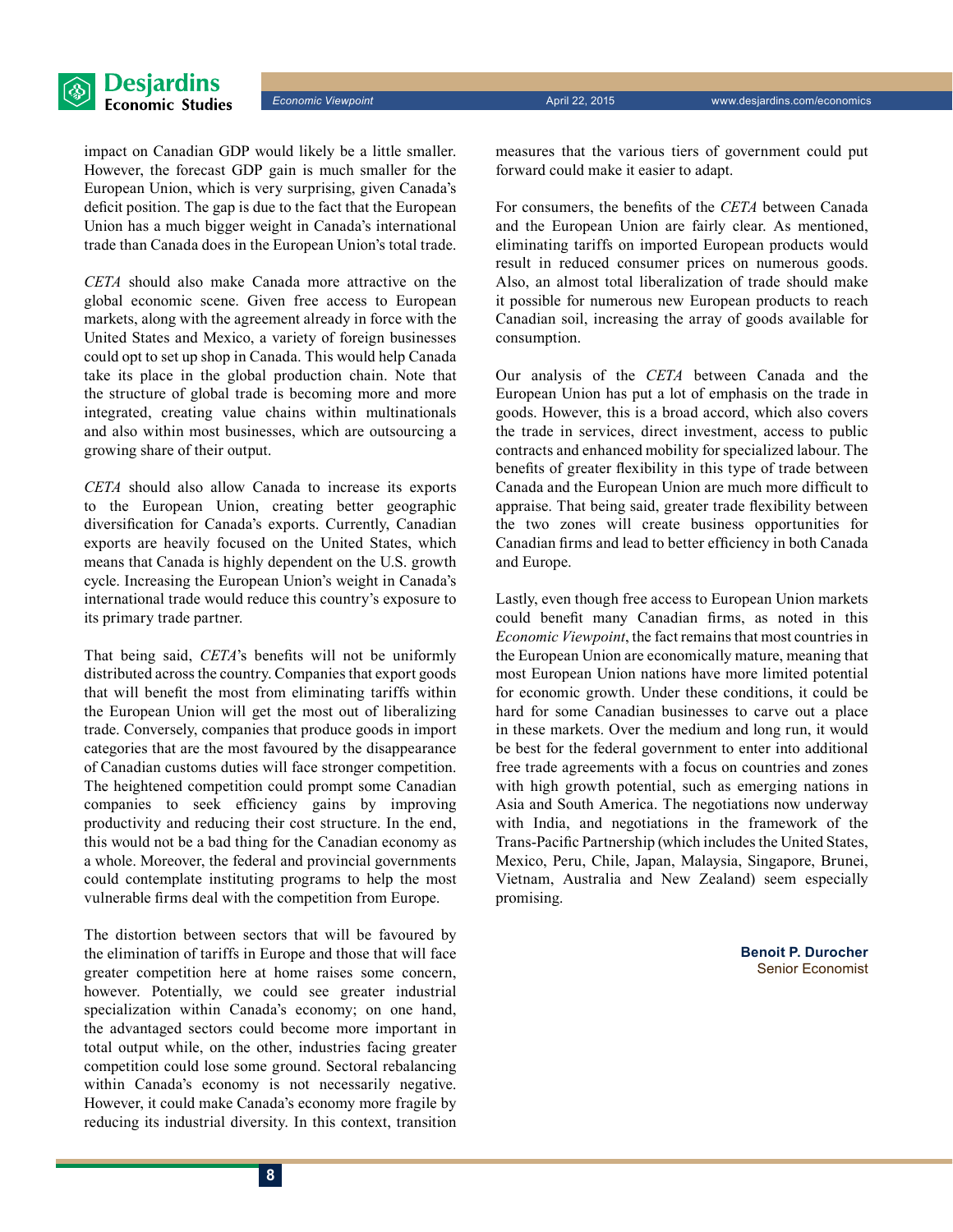impact on Canadian GDP would likely be a little smaller. However, the forecast GDP gain is much smaller for the European Union, which is very surprising, given Canada's deficit position. The gap is due to the fact that the European Union has a much bigger weight in Canada's international trade than Canada does in the European Union's total trade.

*CETA* should also make Canada more attractive on the global economic scene. Given free access to European markets, along with the agreement already in force with the United States and Mexico, a variety of foreign businesses could opt to set up shop in Canada. This would help Canada take its place in the global production chain. Note that the structure of global trade is becoming more and more integrated, creating value chains within multinationals and also within most businesses, which are outsourcing a growing share of their output.

*CETA* should also allow Canada to increase its exports to the European Union, creating better geographic diversification for Canada's exports. Currently, Canadian exports are heavily focused on the United States, which means that Canada is highly dependent on the U.S. growth cycle. Increasing the European Union's weight in Canada's international trade would reduce this country's exposure to its primary trade partner.

That being said, *CETA*'s benefits will not be uniformly distributed across the country. Companies that export goods that will benefit the most from eliminating tariffs within the European Union will get the most out of liberalizing trade. Conversely, companies that produce goods in import categories that are the most favoured by the disappearance of Canadian customs duties will face stronger competition. The heightened competition could prompt some Canadian companies to seek efficiency gains by improving productivity and reducing their cost structure. In the end, this would not be a bad thing for the Canadian economy as a whole. Moreover, the federal and provincial governments could contemplate instituting programs to help the most vulnerable firms deal with the competition from Europe.

The distortion between sectors that will be favoured by the elimination of tariffs in Europe and those that will face greater competition here at home raises some concern, however. Potentially, we could see greater industrial specialization within Canada's economy; on one hand, the advantaged sectors could become more important in total output while, on the other, industries facing greater competition could lose some ground. Sectoral rebalancing within Canada's economy is not necessarily negative. However, it could make Canada's economy more fragile by reducing its industrial diversity. In this context, transition measures that the various tiers of government could put forward could make it easier to adapt.

For consumers, the benefits of the *CETA* between Canada and the European Union are fairly clear. As mentioned, eliminating tariffs on imported European products would result in reduced consumer prices on numerous goods. Also, an almost total liberalization of trade should make it possible for numerous new European products to reach Canadian soil, increasing the array of goods available for consumption.

Our analysis of the *CETA* between Canada and the European Union has put a lot of emphasis on the trade in goods. However, this is a broad accord, which also covers the trade in services, direct investment, access to public contracts and enhanced mobility for specialized labour. The benefits of greater flexibility in this type of trade between Canada and the European Union are much more difficult to appraise. That being said, greater trade flexibility between the two zones will create business opportunities for Canadian firms and lead to better efficiency in both Canada and Europe.

Lastly, even though free access to European Union markets could benefit many Canadian firms, as noted in this *Economic Viewpoint*, the fact remains that most countries in the European Union are economically mature, meaning that most European Union nations have more limited potential for economic growth. Under these conditions, it could be hard for some Canadian businesses to carve out a place in these markets. Over the medium and long run, it would be best for the federal government to enter into additional free trade agreements with a focus on countries and zones with high growth potential, such as emerging nations in Asia and South America. The negotiations now underway with India, and negotiations in the framework of the Trans-Pacific Partnership (which includes the United States, Mexico, Peru, Chile, Japan, Malaysia, Singapore, Brunei, Vietnam, Australia and New Zealand) seem especially promising.

**Benoit P. Durocher**
Senior Economist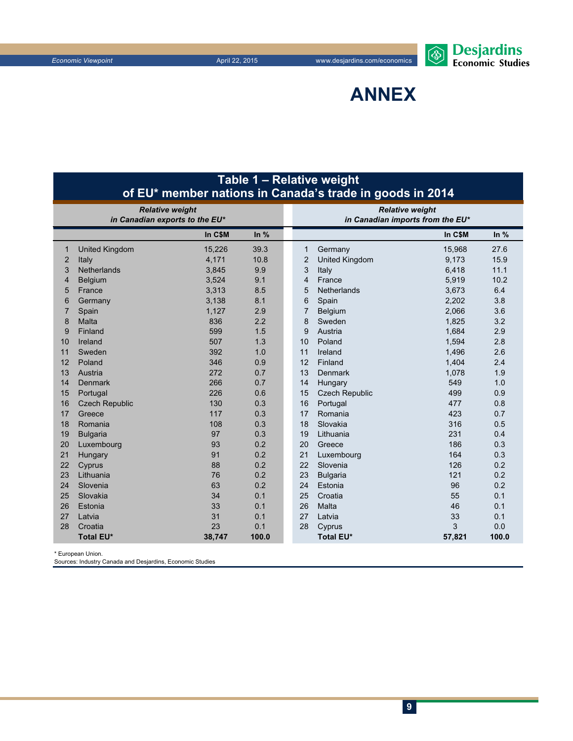# ANNEX

**Table 1 – Relative weight of EU* member nations in Canada's trade in goods in 2014**

| | *Relative weight in Canadian exports to the EU** | | | | *Relative weight in Canadian imports from the EU** | | |
|---|---|---|---|---|---|---|---|
| | | **In C$M** | **In %** | | | **In C$M** | **In %** |
| 1 | United Kingdom | 15,226 | 39.3 | 1 | Germany | 15,968 | 27.6 |
| 2 | Italy | 4,171 | 10.8 | 2 | United Kingdom | 9,173 | 15.9 |
| 3 | Netherlands | 3,845 | 9.9 | 3 | Italy | 6,418 | 11.1 |
| 4 | Belgium | 3,524 | 9.1 | 4 | France | 5,919 | 10.2 |
| 5 | France | 3,313 | 8.5 | 5 | Netherlands | 3,673 | 6.4 |
| 6 | Germany | 3,138 | 8.1 | 6 | Spain | 2,202 | 3.8 |
| 7 | Spain | 1,127 | 2.9 | 7 | Belgium | 2,066 | 3.6 |
| 8 | Malta | 836 | 2.2 | 8 | Sweden | 1,825 | 3.2 |
| 9 | Finland | 599 | 1.5 | 9 | Austria | 1,684 | 2.9 |
| 10 | Ireland | 507 | 1.3 | 10 | Poland | 1,594 | 2.8 |
| 11 | Sweden | 392 | 1.0 | 11 | Ireland | 1,496 | 2.6 |
| 12 | Poland | 346 | 0.9 | 12 | Finland | 1,404 | 2.4 |
| 13 | Austria | 272 | 0.7 | 13 | Denmark | 1,078 | 1.9 |
| 14 | Denmark | 266 | 0.7 | 14 | Hungary | 549 | 1.0 |
| 15 | Portugal | 226 | 0.6 | 15 | Czech Republic | 499 | 0.9 |
| 16 | Czech Republic | 130 | 0.3 | 16 | Portugal | 477 | 0.8 |
| 17 | Greece | 117 | 0.3 | 17 | Romania | 423 | 0.7 |
| 18 | Romania | 108 | 0.3 | 18 | Slovakia | 316 | 0.5 |
| 19 | Bulgaria | 97 | 0.3 | 19 | Lithuania | 231 | 0.4 |
| 20 | Luxembourg | 93 | 0.2 | 20 | Greece | 186 | 0.3 |
| 21 | Hungary | 91 | 0.2 | 21 | Luxembourg | 164 | 0.3 |
| 22 | Cyprus | 88 | 0.2 | 22 | Slovenia | 126 | 0.2 |
| 23 | Lithuania | 76 | 0.2 | 23 | Bulgaria | 121 | 0.2 |
| 24 | Slovenia | 63 | 0.2 | 24 | Estonia | 96 | 0.2 |
| 25 | Slovakia | 34 | 0.1 | 25 | Croatia | 55 | 0.1 |
| 26 | Estonia | 33 | 0.1 | 26 | Malta | 46 | 0.1 |
| 27 | Latvia | 31 | 0.1 | 27 | Latvia | 33 | 0.1 |
| 28 | Croatia | 23 | 0.1 | 28 | Cyprus | 3 | 0.0 |
| | **Total EU*** | **38,747** | **100.0** | | **Total EU*** | **57,821** | **100.0** |

\* European Union.
Sources: Industry Canada and Desjardins, Economic Studies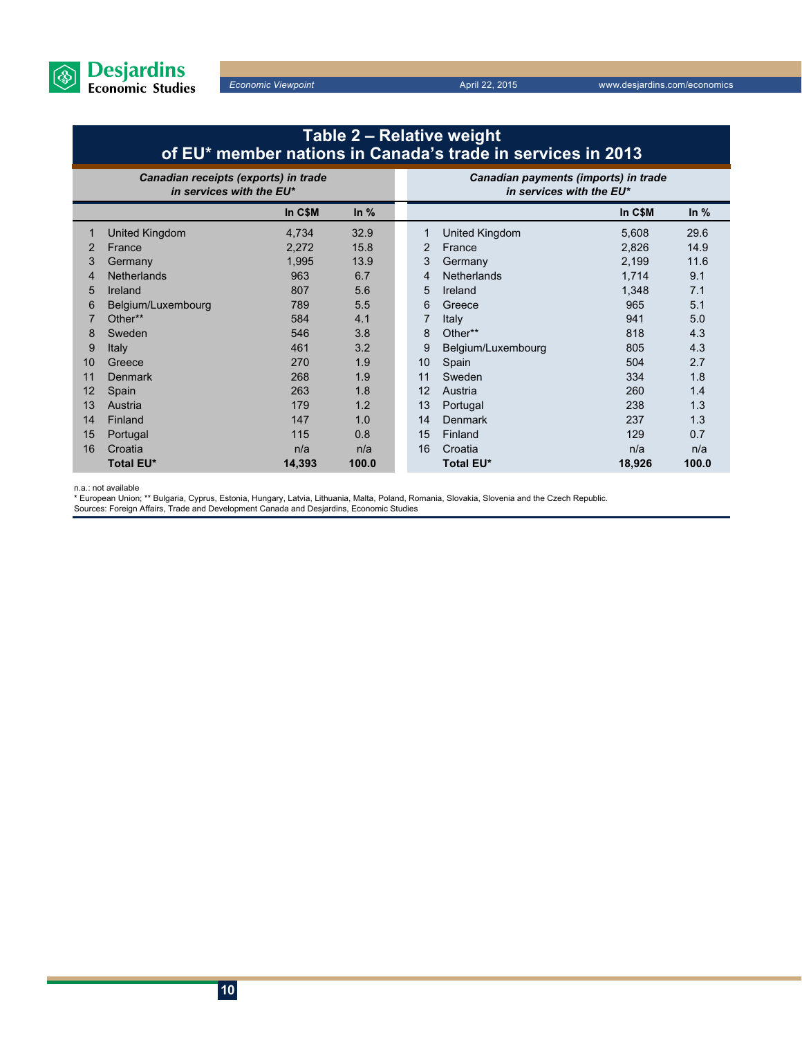## Table 2 – Relative weight of EU* member nations in Canada's trade in services in 2013

| | *Canadian receipts (exports) in trade in services with the EU** | | | | *Canadian payments (imports) in trade in services with the EU** | | |
|---|---|---|---|---|---|---|---|
| | | **In C$M** | **In %** | | | **In C$M** | **In %** |
| 1 | United Kingdom | 4,734 | 32.9 | 1 | United Kingdom | 5,608 | 29.6 |
| 2 | France | 2,272 | 15.8 | 2 | France | 2,826 | 14.9 |
| 3 | Germany | 1,995 | 13.9 | 3 | Germany | 2,199 | 11.6 |
| 4 | Netherlands | 963 | 6.7 | 4 | Netherlands | 1,714 | 9.1 |
| 5 | Ireland | 807 | 5.6 | 5 | Ireland | 1,348 | 7.1 |
| 6 | Belgium/Luxembourg | 789 | 5.5 | 6 | Greece | 965 | 5.1 |
| 7 | Other** | 584 | 4.1 | 7 | Italy | 941 | 5.0 |
| 8 | Sweden | 546 | 3.8 | 8 | Other** | 818 | 4.3 |
| 9 | Italy | 461 | 3.2 | 9 | Belgium/Luxembourg | 805 | 4.3 |
| 10 | Greece | 270 | 1.9 | 10 | Spain | 504 | 2.7 |
| 11 | Denmark | 268 | 1.9 | 11 | Sweden | 334 | 1.8 |
| 12 | Spain | 263 | 1.8 | 12 | Austria | 260 | 1.4 |
| 13 | Austria | 179 | 1.2 | 13 | Portugal | 238 | 1.3 |
| 14 | Finland | 147 | 1.0 | 14 | Denmark | 237 | 1.3 |
| 15 | Portugal | 115 | 0.8 | 15 | Finland | 129 | 0.7 |
| 16 | Croatia | n/a | n/a | 16 | Croatia | n/a | n/a |
| | **Total EU*** | **14,393** | **100.0** | | **Total EU*** | **18,926** | **100.0** |

n.a.: not available
* European Union; ** Bulgaria, Cyprus, Estonia, Hungary, Latvia, Lithuania, Malta, Poland, Romania, Slovakia, Slovenia and the Czech Republic.
Sources: Foreign Affairs, Trade and Development Canada and Desjardins, Economic Studies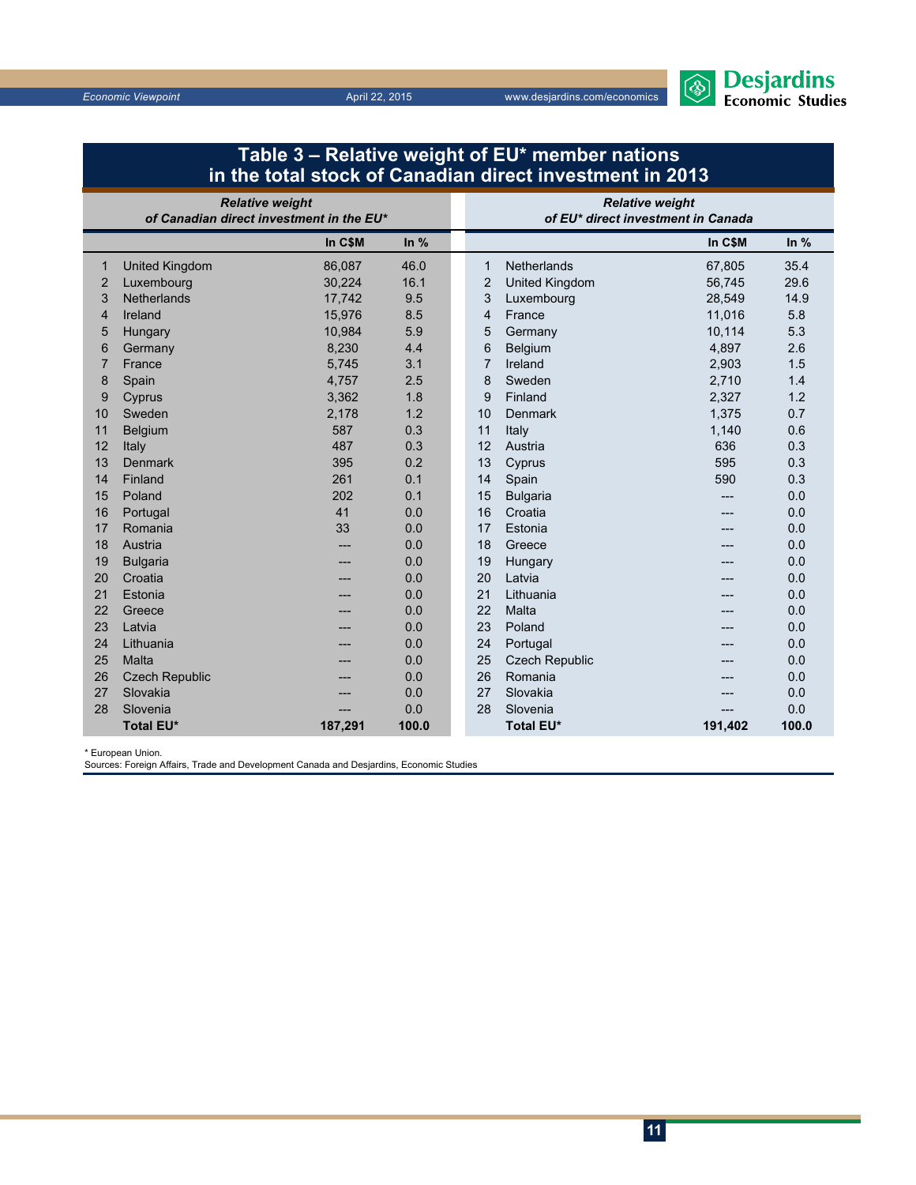## Table 3 – Relative weight of EU* member nations in the total stock of Canadian direct investment in 2013

| | *Relative weight of Canadian direct investment in the EU** | | | | *Relative weight of EU* direct investment in Canada* | | |
|---|---|---|---|---|---|---|---|
| | | **In C$M** | **In %** | | | **In C$M** | **In %** |
| 1 | United Kingdom | 86,087 | 46.0 | 1 | Netherlands | 67,805 | 35.4 |
| 2 | Luxembourg | 30,224 | 16.1 | 2 | United Kingdom | 56,745 | 29.6 |
| 3 | Netherlands | 17,742 | 9.5 | 3 | Luxembourg | 28,549 | 14.9 |
| 4 | Ireland | 15,976 | 8.5 | 4 | France | 11,016 | 5.8 |
| 5 | Hungary | 10,984 | 5.9 | 5 | Germany | 10,114 | 5.3 |
| 6 | Germany | 8,230 | 4.4 | 6 | Belgium | 4,897 | 2.6 |
| 7 | France | 5,745 | 3.1 | 7 | Ireland | 2,903 | 1.5 |
| 8 | Spain | 4,757 | 2.5 | 8 | Sweden | 2,710 | 1.4 |
| 9 | Cyprus | 3,362 | 1.8 | 9 | Finland | 2,327 | 1.2 |
| 10 | Sweden | 2,178 | 1.2 | 10 | Denmark | 1,375 | 0.7 |
| 11 | Belgium | 587 | 0.3 | 11 | Italy | 1,140 | 0.6 |
| 12 | Italy | 487 | 0.3 | 12 | Austria | 636 | 0.3 |
| 13 | Denmark | 395 | 0.2 | 13 | Cyprus | 595 | 0.3 |
| 14 | Finland | 261 | 0.1 | 14 | Spain | 590 | 0.3 |
| 15 | Poland | 202 | 0.1 | 15 | Bulgaria | --- | 0.0 |
| 16 | Portugal | 41 | 0.0 | 16 | Croatia | --- | 0.0 |
| 17 | Romania | 33 | 0.0 | 17 | Estonia | --- | 0.0 |
| 18 | Austria | --- | 0.0 | 18 | Greece | --- | 0.0 |
| 19 | Bulgaria | --- | 0.0 | 19 | Hungary | --- | 0.0 |
| 20 | Croatia | --- | 0.0 | 20 | Latvia | --- | 0.0 |
| 21 | Estonia | --- | 0.0 | 21 | Lithuania | --- | 0.0 |
| 22 | Greece | --- | 0.0 | 22 | Malta | --- | 0.0 |
| 23 | Latvia | --- | 0.0 | 23 | Poland | --- | 0.0 |
| 24 | Lithuania | --- | 0.0 | 24 | Portugal | --- | 0.0 |
| 25 | Malta | --- | 0.0 | 25 | Czech Republic | --- | 0.0 |
| 26 | Czech Republic | --- | 0.0 | 26 | Romania | --- | 0.0 |
| 27 | Slovakia | --- | 0.0 | 27 | Slovakia | --- | 0.0 |
| 28 | Slovenia | --- | 0.0 | 28 | Slovenia | --- | 0.0 |
| | **Total EU*** | **187,291** | **100.0** | | **Total EU*** | **191,402** | **100.0** |

* European Union.
Sources: Foreign Affairs, Trade and Development Canada and Desjardins, Economic Studies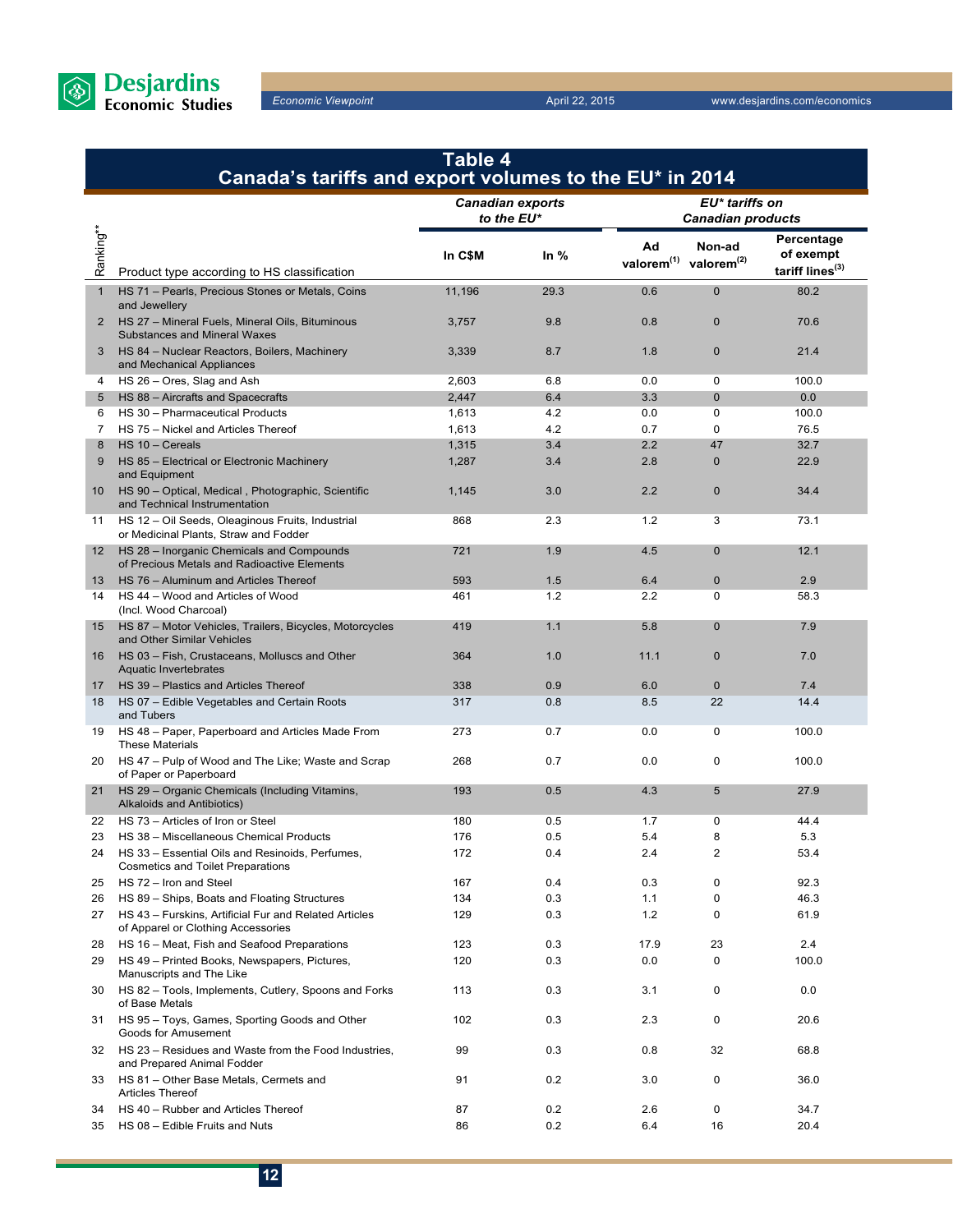## Table 4
## Canada's tariffs and export volumes to the EU* in 2014

| Ranking** | Product type according to HS classification | Canadian exports to the EU* | | EU* tariffs on Canadian products | | |
|---|---|---|---|---|---|---|
| | | In C$M | In % | Ad valorem[(1)] | Non-ad valorem[(2)] | Percentage of exempt tariff lines[(3)] |
| 1 | HS 71 – Pearls, Precious Stones or Metals, Coins and Jewellery | 11,196 | 29.3 | 0.6 | 0 | 80.2 |
| 2 | HS 27 – Mineral Fuels, Mineral Oils, Bituminous Substances and Mineral Waxes | 3,757 | 9.8 | 0.8 | 0 | 70.6 |
| 3 | HS 84 – Nuclear Reactors, Boilers, Machinery and Mechanical Appliances | 3,339 | 8.7 | 1.8 | 0 | 21.4 |
| 4 | HS 26 – Ores, Slag and Ash | 2,603 | 6.8 | 0.0 | 0 | 100.0 |
| 5 | HS 88 – Aircrafts and Spacecrafts | 2,447 | 6.4 | 3.3 | 0 | 0.0 |
| 6 | HS 30 – Pharmaceutical Products | 1,613 | 4.2 | 0.0 | 0 | 100.0 |
| 7 | HS 75 – Nickel and Articles Thereof | 1,613 | 4.2 | 0.7 | 0 | 76.5 |
| 8 | HS 10 – Cereals | 1,315 | 3.4 | 2.2 | 47 | 32.7 |
| 9 | HS 85 – Electrical or Electronic Machinery and Equipment | 1,287 | 3.4 | 2.8 | 0 | 22.9 |
| 10 | HS 90 – Optical, Medical , Photographic, Scientific and Technical Instrumentation | 1,145 | 3.0 | 2.2 | 0 | 34.4 |
| 11 | HS 12 – Oil Seeds, Oleaginous Fruits, Industrial or Medicinal Plants, Straw and Fodder | 868 | 2.3 | 1.2 | 3 | 73.1 |
| 12 | HS 28 – Inorganic Chemicals and Compounds of Precious Metals and Radioactive Elements | 721 | 1.9 | 4.5 | 0 | 12.1 |
| 13 | HS 76 – Aluminum and Articles Thereof | 593 | 1.5 | 6.4 | 0 | 2.9 |
| 14 | HS 44 – Wood and Articles of Wood (Incl. Wood Charcoal) | 461 | 1.2 | 2.2 | 0 | 58.3 |
| 15 | HS 87 – Motor Vehicles, Trailers, Bicycles, Motorcycles and Other Similar Vehicles | 419 | 1.1 | 5.8 | 0 | 7.9 |
| 16 | HS 03 – Fish, Crustaceans, Molluscs and Other Aquatic Invertebrates | 364 | 1.0 | 11.1 | 0 | 7.0 |
| 17 | HS 39 – Plastics and Articles Thereof | 338 | 0.9 | 6.0 | 0 | 7.4 |
| 18 | HS 07 – Edible Vegetables and Certain Roots and Tubers | 317 | 0.8 | 8.5 | 22 | 14.4 |
| 19 | HS 48 – Paper, Paperboard and Articles Made From These Materials | 273 | 0.7 | 0.0 | 0 | 100.0 |
| 20 | HS 47 – Pulp of Wood and The Like; Waste and Scrap of Paper or Paperboard | 268 | 0.7 | 0.0 | 0 | 100.0 |
| 21 | HS 29 – Organic Chemicals (Including Vitamins, Alkaloids and Antibiotics) | 193 | 0.5 | 4.3 | 5 | 27.9 |
| 22 | HS 73 – Articles of Iron or Steel | 180 | 0.5 | 1.7 | 0 | 44.4 |
| 23 | HS 38 – Miscellaneous Chemical Products | 176 | 0.5 | 5.4 | 8 | 5.3 |
| 24 | HS 33 – Essential Oils and Resinoids, Perfumes, Cosmetics and Toilet Preparations | 172 | 0.4 | 2.4 | 2 | 53.4 |
| 25 | HS 72 – Iron and Steel | 167 | 0.4 | 0.3 | 0 | 92.3 |
| 26 | HS 89 – Ships, Boats and Floating Structures | 134 | 0.3 | 1.1 | 0 | 46.3 |
| 27 | HS 43 – Furskins, Artificial Fur and Related Articles of Apparel or Clothing Accessories | 129 | 0.3 | 1.2 | 0 | 61.9 |
| 28 | HS 16 – Meat, Fish and Seafood Preparations | 123 | 0.3 | 17.9 | 23 | 2.4 |
| 29 | HS 49 – Printed Books, Newspapers, Pictures, Manuscripts and The Like | 120 | 0.3 | 0.0 | 0 | 100.0 |
| 30 | HS 82 – Tools, Implements, Cutlery, Spoons and Forks of Base Metals | 113 | 0.3 | 3.1 | 0 | 0.0 |
| 31 | HS 95 – Toys, Games, Sporting Goods and Other Goods for Amusement | 102 | 0.3 | 2.3 | 0 | 20.6 |
| 32 | HS 23 – Residues and Waste from the Food Industries, and Prepared Animal Fodder | 99 | 0.3 | 0.8 | 32 | 68.8 |
| 33 | HS 81 – Other Base Metals, Cermets and Articles Thereof | 91 | 0.2 | 3.0 | 0 | 36.0 |
| 34 | HS 40 – Rubber and Articles Thereof | 87 | 0.2 | 2.6 | 0 | 34.7 |
| 35 | HS 08 – Edible Fruits and Nuts | 86 | 0.2 | 6.4 | 16 | 20.4 |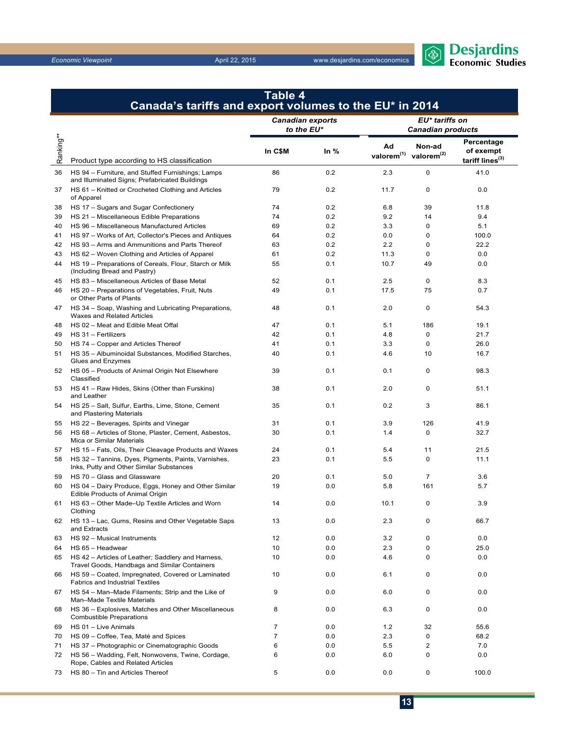## Table 4
## Canada's tariffs and export volumes to the EU* in 2014

| Ranking** | Product type according to HS classification | *Canadian exports to the EU** | | *EU* tariffs on Canadian products* | | |
|---|---|---|---|---|---|---|
| | | In C$M | In % | Ad valorem(1) | Non-ad valorem(2) | Percentage of exempt tariff lines(3) |
| 36 | HS 94 – Furniture, and Stuffed Furnishings; Lamps and Illuminated Signs; Prefabricated Buildings | 86 | 0.2 | 2.3 | 0 | 41.0 |
| 37 | HS 61 – Knitted or Crocheted Clothing and Articles of Apparel | 79 | 0.2 | 11.7 | 0 | 0.0 |
| 38 | HS 17 – Sugars and Sugar Confectionery | 74 | 0.2 | 6.8 | 39 | 11.8 |
| 39 | HS 21 – Miscellaneous Edible Preparations | 74 | 0.2 | 9.2 | 14 | 9.4 |
| 40 | HS 96 – Miscellaneous Manufactured Articles | 69 | 0.2 | 3.3 | 0 | 5.1 |
| 41 | HS 97 – Works of Art, Collector's Pieces and Antiques | 64 | 0.2 | 0.0 | 0 | 100.0 |
| 42 | HS 93 – Arms and Ammunitions and Parts Thereof | 63 | 0.2 | 2.2 | 0 | 22.2 |
| 43 | HS 62 – Woven Clothing and Articles of Apparel | 61 | 0.2 | 11.3 | 0 | 0.0 |
| 44 | HS 19 – Preparations of Cereals, Flour, Starch or Milk (Including Bread and Pastry) | 55 | 0.1 | 10.7 | 49 | 0.0 |
| 45 | HS 83 – Miscellaneous Articles of Base Metal | 52 | 0.1 | 2.5 | 0 | 8.3 |
| 46 | HS 20 – Preparations of Vegetables, Fruit, Nuts or Other Parts of Plants | 49 | 0.1 | 17.5 | 75 | 0.7 |
| 47 | HS 34 – Soap, Washing and Lubricating Preparations, Waxes and Related Articles | 48 | 0.1 | 2.0 | 0 | 54.3 |
| 48 | HS 02 – Meat and Edible Meat Offal | 47 | 0.1 | 5.1 | 186 | 19.1 |
| 49 | HS 31 – Fertilizers | 42 | 0.1 | 4.8 | 0 | 21.7 |
| 50 | HS 74 – Copper and Articles Thereof | 41 | 0.1 | 3.3 | 0 | 26.0 |
| 51 | HS 35 – Albuminoidal Substances, Modified Starches, Glues and Enzymes | 40 | 0.1 | 4.6 | 10 | 16.7 |
| 52 | HS 05 – Products of Animal Origin Not Elsewhere Classified | 39 | 0.1 | 0.1 | 0 | 98.3 |
| 53 | HS 41 – Raw Hides, Skins (Other than Furskins) and Leather | 38 | 0.1 | 2.0 | 0 | 51.1 |
| 54 | HS 25 – Salt, Sulfur, Earths, Lime, Stone, Cement and Plastering Materials | 35 | 0.1 | 0.2 | 3 | 86.1 |
| 55 | HS 22 – Beverages, Spirits and Vinegar | 31 | 0.1 | 3.9 | 126 | 41.9 |
| 56 | HS 68 – Articles of Stone, Plaster, Cement, Asbestos, Mica or Similar Materials | 30 | 0.1 | 1.4 | 0 | 32.7 |
| 57 | HS 15 – Fats, Oils, Their Cleavage Products and Waxes | 24 | 0.1 | 5.4 | 11 | 21.5 |
| 58 | HS 32 – Tannins, Dyes, Pigments, Paints, Varnishes, Inks, Putty and Other Similar Substances | 23 | 0.1 | 5.5 | 0 | 11.1 |
| 59 | HS 70 – Glass and Glassware | 20 | 0.1 | 5.0 | 7 | 3.6 |
| 60 | HS 04 – Dairy Produce, Eggs, Honey and Other Similar Edible Products of Animal Origin | 19 | 0.0 | 5.8 | 161 | 5.7 |
| 61 | HS 63 – Other Made–Up Textile Articles and Worn Clothing | 14 | 0.0 | 10.1 | 0 | 3.9 |
| 62 | HS 13 – Lac, Gums, Resins and Other Vegetable Saps and Extracts | 13 | 0.0 | 2.3 | 0 | 66.7 |
| 63 | HS 92 – Musical Instruments | 12 | 0.0 | 3.2 | 0 | 0.0 |
| 64 | HS 65 – Headwear | 10 | 0.0 | 2.3 | 0 | 25.0 |
| 65 | HS 42 – Articles of Leather; Saddlery and Harness, Travel Goods, Handbags and Similar Containers | 10 | 0.0 | 4.6 | 0 | 0.0 |
| 66 | HS 59 – Coated, Impregnated, Covered or Laminated Fabrics and Industrial Textiles | 10 | 0.0 | 6.1 | 0 | 0.0 |
| 67 | HS 54 – Man–Made Filaments; Strip and the Like of Man–Made Textile Materials | 9 | 0.0 | 6.0 | 0 | 0.0 |
| 68 | HS 36 – Explosives, Matches and Other Miscellaneous Combustible Preparations | 8 | 0.0 | 6.3 | 0 | 0.0 |
| 69 | HS 01 – Live Animals | 7 | 0.0 | 1.2 | 32 | 55.6 |
| 70 | HS 09 – Coffee, Tea, Maté and Spices | 7 | 0.0 | 2.3 | 0 | 68.2 |
| 71 | HS 37 – Photographic or Cinematographic Goods | 6 | 0.0 | 5.5 | 2 | 7.0 |
| 72 | HS 56 – Wadding, Felt, Nonwovens, Twine, Cordage, Rope, Cables and Related Articles | 6 | 0.0 | 6.0 | 0 | 0.0 |
| 73 | HS 80 – Tin and Articles Thereof | 5 | 0.0 | 0.0 | 0 | 100.0 |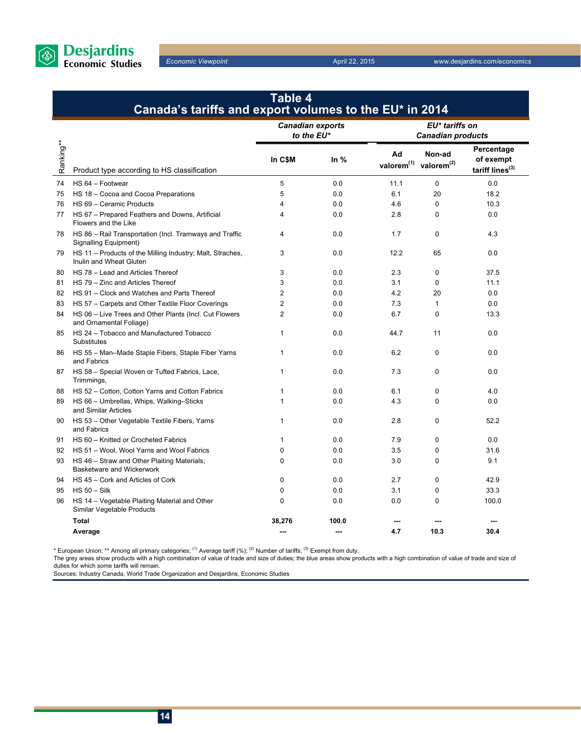## Table 4
## Canada's tariffs and export volumes to the EU* in 2014

| Ranking** | Product type according to HS classification | Canadian exports to the EU* | | EU* tariffs on Canadian products | | |
|---|---|---|---|---|---|---|
| | | In C$M | In % | Ad valorem[1] | Non-ad valorem[2] | Percentage of exempt tariff lines[3] |
| 74 | HS 64 – Footwear | 5 | 0.0 | 11.1 | 0 | 0.0 |
| 75 | HS 18 – Cocoa and Cocoa Preparations | 5 | 0.0 | 6.1 | 20 | 18.2 |
| 76 | HS 69 – Ceramic Products | 4 | 0.0 | 4.6 | 0 | 10.3 |
| 77 | HS 67 – Prepared Feathers and Downs, Artificial Flowers and the Like | 4 | 0.0 | 2.8 | 0 | 0.0 |
| 78 | HS 86 – Rail Transportation (Incl. Tramways and Traffic Signalling Equipment) | 4 | 0.0 | 1.7 | 0 | 4.3 |
| 79 | HS 11 – Products of the Milling Industry; Malt, Straches, Inulin and Wheat Gluten | 3 | 0.0 | 12.2 | 65 | 0.0 |
| 80 | HS 78 – Lead and Articles Thereof | 3 | 0.0 | 2.3 | 0 | 37.5 |
| 81 | HS 79 – Zinc and Articles Thereof | 3 | 0.0 | 3.1 | 0 | 11.1 |
| 82 | HS 91 – Clock and Watches and Parts Thereof | 2 | 0.0 | 4.2 | 20 | 0.0 |
| 83 | HS 57 – Carpets and Other Textile Floor Coverings | 2 | 0.0 | 7.3 | 1 | 0.0 |
| 84 | HS 06 – Live Trees and Other Plants (Incl. Cut Flowers and Ornamental Foliage) | 2 | 0.0 | 6.7 | 0 | 13.3 |
| 85 | HS 24 – Tobacco and Manufactured Tobacco Substitutes | 1 | 0.0 | 44.7 | 11 | 0.0 |
| 86 | HS 55 – Man–Made Staple Fibers, Staple Fiber Yarns and Fabrics | 1 | 0.0 | 6.2 | 0 | 0.0 |
| 87 | HS 58 – Special Woven or Tufted Fabrics, Lace, Trimmings, | 1 | 0.0 | 7.3 | 0 | 0.0 |
| 88 | HS 52 – Cotton, Cotton Yarns and Cotton Fabrics | 1 | 0.0 | 6.1 | 0 | 4.0 |
| 89 | HS 66 – Umbrellas, Whips, Walking–Sticks and Similar Articles | 1 | 0.0 | 4.3 | 0 | 0.0 |
| 90 | HS 53 – Other Vegetable Textile Fibers, Yarns and Fabrics | 1 | 0.0 | 2.8 | 0 | 52.2 |
| 91 | HS 60 – Knitted or Crocheted Fabrics | 1 | 0.0 | 7.9 | 0 | 0.0 |
| 92 | HS 51 – Wool, Wool Yarns and Wool Fabrics | 0 | 0.0 | 3.5 | 0 | 31.6 |
| 93 | HS 46 – Straw and Other Plaiting Materials; Basketware and Wickerwork | 0 | 0.0 | 3.0 | 0 | 9.1 |
| 94 | HS 45 – Cork and Articles of Cork | 0 | 0.0 | 2.7 | 0 | 42.9 |
| 95 | HS 50 – Silk | 0 | 0.0 | 3.1 | 0 | 33.3 |
| 96 | HS 14 – Vegetable Plaiting Material and Other Similar Vegetable Products | 0 | 0.0 | 0.0 | 0 | 100.0 |
| | **Total** | **38,276** | **100.0** | **---** | **---** | **---** |
| | **Average** | **---** | **---** | **4.7** | **10.3** | **30.4** |

* European Union; ** Among all primary categories; [1] Average tariff (%); [2] Number of tariffs; [3] Exempt from duty.
The grey areas show products with a high combination of value of trade and size of duties; the blue areas show products with a high combination of value of trade and size of duties for which some tariffs will remain.
Sources: Industry Canada, World Trade Organization and Desjardins, Economic Studies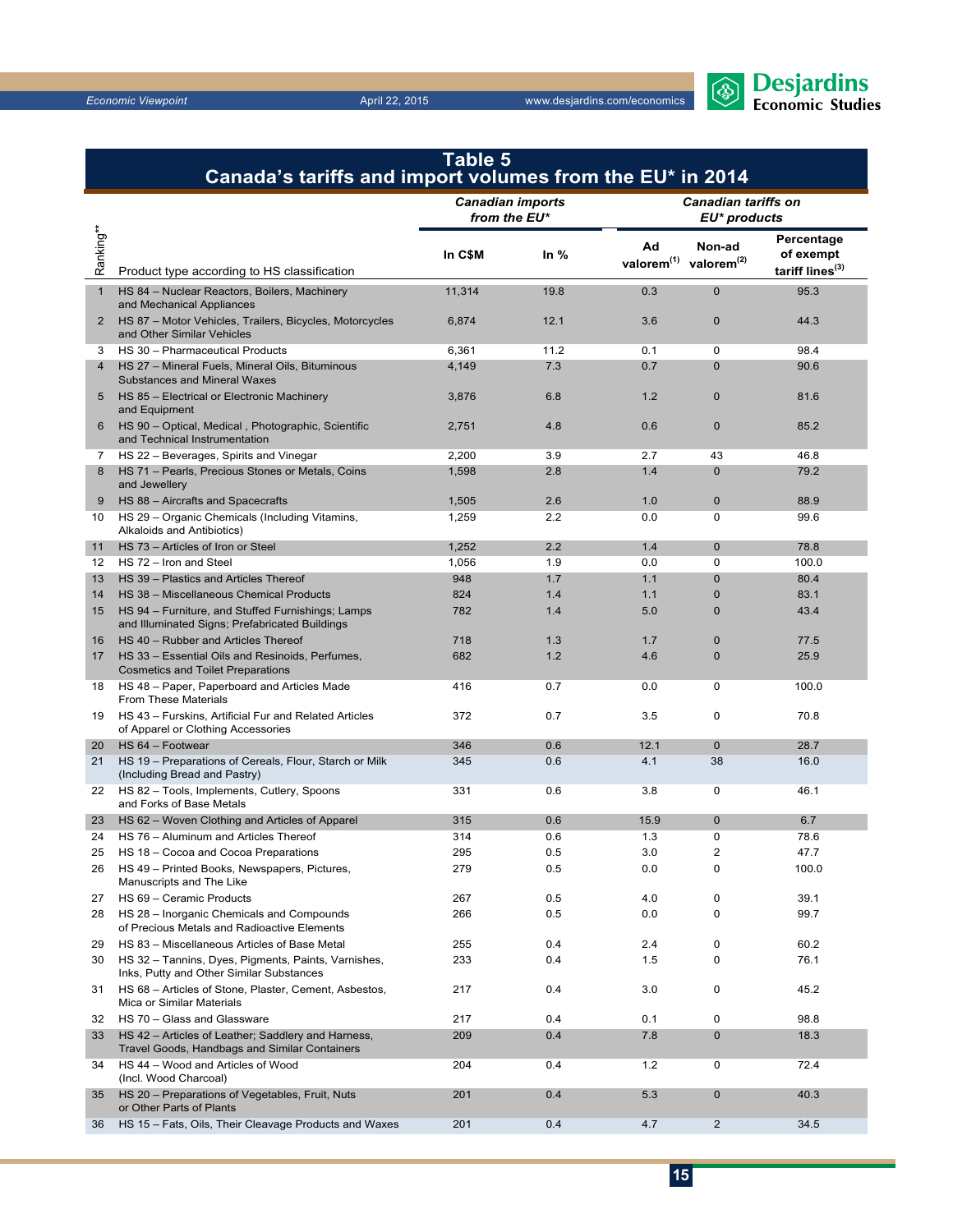## Table 5
## Canada's tariffs and import volumes from the EU* in 2014

| Ranking** | Product type according to HS classification | Canadian imports from the EU* | | Canadian tariffs on EU* products | | |
|---|---|---|---|---|---|---|
| | | In C$M | In % | Ad valorem[(1)] | Non-ad valorem[(2)] | Percentage of exempt tariff lines[(3)] |
| 1 | HS 84 – Nuclear Reactors, Boilers, Machinery and Mechanical Appliances | 11,314 | 19.8 | 0.3 | 0 | 95.3 |
| 2 | HS 87 – Motor Vehicles, Trailers, Bicycles, Motorcycles and Other Similar Vehicles | 6,874 | 12.1 | 3.6 | 0 | 44.3 |
| 3 | HS 30 – Pharmaceutical Products | 6,361 | 11.2 | 0.1 | 0 | 98.4 |
| 4 | HS 27 – Mineral Fuels, Mineral Oils, Bituminous Substances and Mineral Waxes | 4,149 | 7.3 | 0.7 | 0 | 90.6 |
| 5 | HS 85 – Electrical or Electronic Machinery and Equipment | 3,876 | 6.8 | 1.2 | 0 | 81.6 |
| 6 | HS 90 – Optical, Medical , Photographic, Scientific and Technical Instrumentation | 2,751 | 4.8 | 0.6 | 0 | 85.2 |
| 7 | HS 22 – Beverages, Spirits and Vinegar | 2,200 | 3.9 | 2.7 | 43 | 46.8 |
| 8 | HS 71 – Pearls, Precious Stones or Metals, Coins and Jewellery | 1,598 | 2.8 | 1.4 | 0 | 79.2 |
| 9 | HS 88 – Aircrafts and Spacecrafts | 1,505 | 2.6 | 1.0 | 0 | 88.9 |
| 10 | HS 29 – Organic Chemicals (Including Vitamins, Alkaloids and Antibiotics) | 1,259 | 2.2 | 0.0 | 0 | 99.6 |
| 11 | HS 73 – Articles of Iron or Steel | 1,252 | 2.2 | 1.4 | 0 | 78.8 |
| 12 | HS 72 – Iron and Steel | 1,056 | 1.9 | 0.0 | 0 | 100.0 |
| 13 | HS 39 – Plastics and Articles Thereof | 948 | 1.7 | 1.1 | 0 | 80.4 |
| 14 | HS 38 – Miscellaneous Chemical Products | 824 | 1.4 | 1.1 | 0 | 83.1 |
| 15 | HS 94 – Furniture, and Stuffed Furnishings; Lamps and Illuminated Signs; Prefabricated Buildings | 782 | 1.4 | 5.0 | 0 | 43.4 |
| 16 | HS 40 – Rubber and Articles Thereof | 718 | 1.3 | 1.7 | 0 | 77.5 |
| 17 | HS 33 – Essential Oils and Resinoids, Perfumes, Cosmetics and Toilet Preparations | 682 | 1.2 | 4.6 | 0 | 25.9 |
| 18 | HS 48 – Paper, Paperboard and Articles Made From These Materials | 416 | 0.7 | 0.0 | 0 | 100.0 |
| 19 | HS 43 – Furskins, Artificial Fur and Related Articles of Apparel or Clothing Accessories | 372 | 0.7 | 3.5 | 0 | 70.8 |
| 20 | HS 64 – Footwear | 346 | 0.6 | 12.1 | 0 | 28.7 |
| 21 | HS 19 – Preparations of Cereals, Flour, Starch or Milk (Including Bread and Pastry) | 345 | 0.6 | 4.1 | 38 | 16.0 |
| 22 | HS 82 – Tools, Implements, Cutlery, Spoons and Forks of Base Metals | 331 | 0.6 | 3.8 | 0 | 46.1 |
| 23 | HS 62 – Woven Clothing and Articles of Apparel | 315 | 0.6 | 15.9 | 0 | 6.7 |
| 24 | HS 76 – Aluminum and Articles Thereof | 314 | 0.6 | 1.3 | 0 | 78.6 |
| 25 | HS 18 – Cocoa and Cocoa Preparations | 295 | 0.5 | 3.0 | 2 | 47.7 |
| 26 | HS 49 – Printed Books, Newspapers, Pictures, Manuscripts and The Like | 279 | 0.5 | 0.0 | 0 | 100.0 |
| 27 | HS 69 – Ceramic Products | 267 | 0.5 | 4.0 | 0 | 39.1 |
| 28 | HS 28 – Inorganic Chemicals and Compounds of Precious Metals and Radioactive Elements | 266 | 0.5 | 0.0 | 0 | 99.7 |
| 29 | HS 83 – Miscellaneous Articles of Base Metal | 255 | 0.4 | 2.4 | 0 | 60.2 |
| 30 | HS 32 – Tannins, Dyes, Pigments, Paints, Varnishes, Inks, Putty and Other Similar Substances | 233 | 0.4 | 1.5 | 0 | 76.1 |
| 31 | HS 68 – Articles of Stone, Plaster, Cement, Asbestos, Mica or Similar Materials | 217 | 0.4 | 3.0 | 0 | 45.2 |
| 32 | HS 70 – Glass and Glassware | 217 | 0.4 | 0.1 | 0 | 98.8 |
| 33 | HS 42 – Articles of Leather; Saddlery and Harness, Travel Goods, Handbags and Similar Containers | 209 | 0.4 | 7.8 | 0 | 18.3 |
| 34 | HS 44 – Wood and Articles of Wood (Incl. Wood Charcoal) | 204 | 0.4 | 1.2 | 0 | 72.4 |
| 35 | HS 20 – Preparations of Vegetables, Fruit, Nuts or Other Parts of Plants | 201 | 0.4 | 5.3 | 0 | 40.3 |
| 36 | HS 15 – Fats, Oils, Their Cleavage Products and Waxes | 201 | 0.4 | 4.7 | 2 | 34.5 |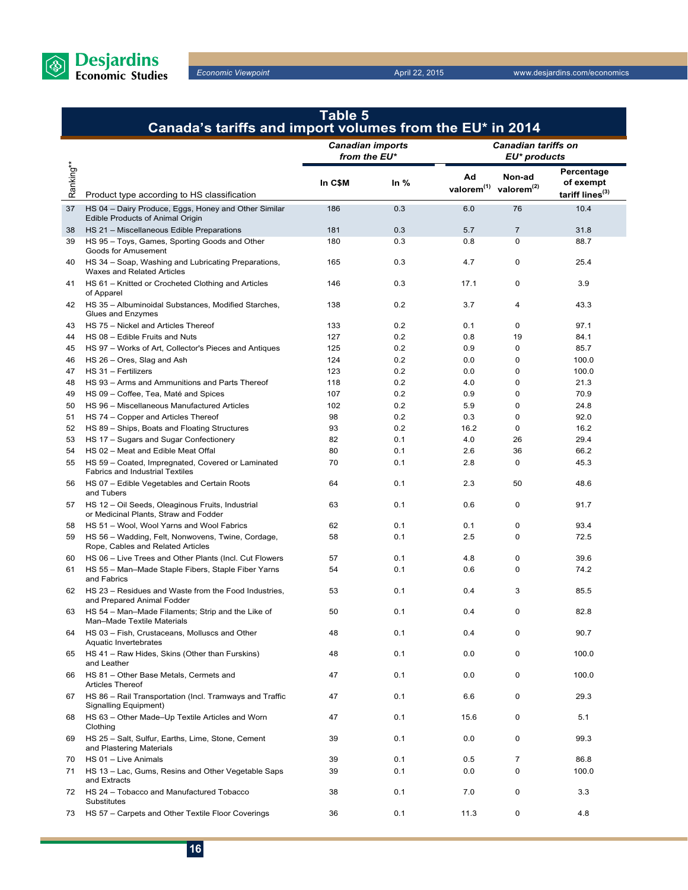## Table 5
## Canada's tariffs and import volumes from the EU* in 2014

| Ranking** | Product type according to HS classification | Canadian imports from the EU* | | Canadian tariffs on EU* products | | |
|---|---|---|---|---|---|---|
| | | In C$M | In % | Ad valorem(1) | Non-ad valorem(2) | Percentage of exempt tariff lines(3) |
| 37 | HS 04 – Dairy Produce, Eggs, Honey and Other Similar Edible Products of Animal Origin | 186 | 0.3 | 6.0 | 76 | 10.4 |
| 38 | HS 21 – Miscellaneous Edible Preparations | 181 | 0.3 | 5.7 | 7 | 31.8 |
| 39 | HS 95 – Toys, Games, Sporting Goods and Other Goods for Amusement | 180 | 0.3 | 0.8 | 0 | 88.7 |
| 40 | HS 34 – Soap, Washing and Lubricating Preparations, Waxes and Related Articles | 165 | 0.3 | 4.7 | 0 | 25.4 |
| 41 | HS 61 – Knitted or Crocheted Clothing and Articles of Apparel | 146 | 0.3 | 17.1 | 0 | 3.9 |
| 42 | HS 35 – Albuminoidal Substances, Modified Starches, Glues and Enzymes | 138 | 0.2 | 3.7 | 4 | 43.3 |
| 43 | HS 75 – Nickel and Articles Thereof | 133 | 0.2 | 0.1 | 0 | 97.1 |
| 44 | HS 08 – Edible Fruits and Nuts | 127 | 0.2 | 0.8 | 19 | 84.1 |
| 45 | HS 97 – Works of Art, Collector's Pieces and Antiques | 125 | 0.2 | 0.9 | 0 | 85.7 |
| 46 | HS 26 – Ores, Slag and Ash | 124 | 0.2 | 0.0 | 0 | 100.0 |
| 47 | HS 31 – Fertilizers | 123 | 0.2 | 0.0 | 0 | 100.0 |
| 48 | HS 93 – Arms and Ammunitions and Parts Thereof | 118 | 0.2 | 4.0 | 0 | 21.3 |
| 49 | HS 09 – Coffee, Tea, Maté and Spices | 107 | 0.2 | 0.9 | 0 | 70.9 |
| 50 | HS 96 – Miscellaneous Manufactured Articles | 102 | 0.2 | 5.9 | 0 | 24.8 |
| 51 | HS 74 – Copper and Articles Thereof | 98 | 0.2 | 0.3 | 0 | 92.0 |
| 52 | HS 89 – Ships, Boats and Floating Structures | 93 | 0.2 | 16.2 | 0 | 16.2 |
| 53 | HS 17 – Sugars and Sugar Confectionery | 82 | 0.1 | 4.0 | 26 | 29.4 |
| 54 | HS 02 – Meat and Edible Meat Offal | 80 | 0.1 | 2.6 | 36 | 66.2 |
| 55 | HS 59 – Coated, Impregnated, Covered or Laminated Fabrics and Industrial Textiles | 70 | 0.1 | 2.8 | 0 | 45.3 |
| 56 | HS 07 – Edible Vegetables and Certain Roots and Tubers | 64 | 0.1 | 2.3 | 50 | 48.6 |
| 57 | HS 12 – Oil Seeds, Oleaginous Fruits, Industrial or Medicinal Plants, Straw and Fodder | 63 | 0.1 | 0.6 | 0 | 91.7 |
| 58 | HS 51 – Wool, Wool Yarns and Wool Fabrics | 62 | 0.1 | 0.1 | 0 | 93.4 |
| 59 | HS 56 – Wadding, Felt, Nonwovens, Twine, Cordage, Rope, Cables and Related Articles | 58 | 0.1 | 2.5 | 0 | 72.5 |
| 60 | HS 06 – Live Trees and Other Plants (Incl. Cut Flowers | 57 | 0.1 | 4.8 | 0 | 39.6 |
| 61 | HS 55 – Man–Made Staple Fibers, Staple Fiber Yarns and Fabrics | 54 | 0.1 | 0.6 | 0 | 74.2 |
| 62 | HS 23 – Residues and Waste from the Food Industries, and Prepared Animal Fodder | 53 | 0.1 | 0.4 | 3 | 85.5 |
| 63 | HS 54 – Man–Made Filaments; Strip and the Like of Man–Made Textile Materials | 50 | 0.1 | 0.4 | 0 | 82.8 |
| 64 | HS 03 – Fish, Crustaceans, Molluscs and Other Aquatic Invertebrates | 48 | 0.1 | 0.4 | 0 | 90.7 |
| 65 | HS 41 – Raw Hides, Skins (Other than Furskins) and Leather | 48 | 0.1 | 0.0 | 0 | 100.0 |
| 66 | HS 81 – Other Base Metals, Cermets and Articles Thereof | 47 | 0.1 | 0.0 | 0 | 100.0 |
| 67 | HS 86 – Rail Transportation (Incl. Tramways and Traffic Signalling Equipment) | 47 | 0.1 | 6.6 | 0 | 29.3 |
| 68 | HS 63 – Other Made–Up Textile Articles and Worn Clothing | 47 | 0.1 | 15.6 | 0 | 5.1 |
| 69 | HS 25 – Salt, Sulfur, Earths, Lime, Stone, Cement and Plastering Materials | 39 | 0.1 | 0.0 | 0 | 99.3 |
| 70 | HS 01 – Live Animals | 39 | 0.1 | 0.5 | 7 | 86.8 |
| 71 | HS 13 – Lac, Gums, Resins and Other Vegetable Saps and Extracts | 39 | 0.1 | 0.0 | 0 | 100.0 |
| 72 | HS 24 – Tobacco and Manufactured Tobacco Substitutes | 38 | 0.1 | 7.0 | 0 | 3.3 |
| 73 | HS 57 – Carpets and Other Textile Floor Coverings | 36 | 0.1 | 11.3 | 0 | 4.8 |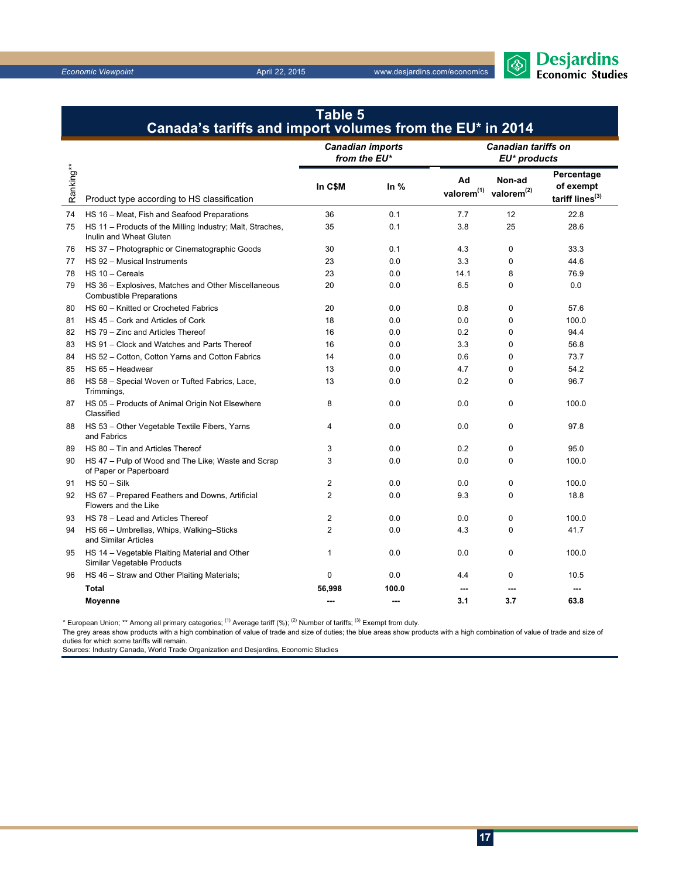## Table 5
## Canada's tariffs and import volumes from the EU* in 2014

| Ranking** | Product type according to HS classification | Canadian imports from the EU* | | Canadian tariffs on EU* products | | |
|---|---|---|---|---|---|---|
| | | In C$M | In % | Ad valorem[1] | Non-ad valorem[2] | Percentage of exempt tariff lines[3] |
| 74 | HS 16 – Meat, Fish and Seafood Preparations | 36 | 0.1 | 7.7 | 12 | 22.8 |
| 75 | HS 11 – Products of the Milling Industry; Malt, Straches, Inulin and Wheat Gluten | 35 | 0.1 | 3.8 | 25 | 28.6 |
| 76 | HS 37 – Photographic or Cinematographic Goods | 30 | 0.1 | 4.3 | 0 | 33.3 |
| 77 | HS 92 – Musical Instruments | 23 | 0.0 | 3.3 | 0 | 44.6 |
| 78 | HS 10 – Cereals | 23 | 0.0 | 14.1 | 8 | 76.9 |
| 79 | HS 36 – Explosives, Matches and Other Miscellaneous Combustible Preparations | 20 | 0.0 | 6.5 | 0 | 0.0 |
| 80 | HS 60 – Knitted or Crocheted Fabrics | 20 | 0.0 | 0.8 | 0 | 57.6 |
| 81 | HS 45 – Cork and Articles of Cork | 18 | 0.0 | 0.0 | 0 | 100.0 |
| 82 | HS 79 – Zinc and Articles Thereof | 16 | 0.0 | 0.2 | 0 | 94.4 |
| 83 | HS 91 – Clock and Watches and Parts Thereof | 16 | 0.0 | 3.3 | 0 | 56.8 |
| 84 | HS 52 – Cotton, Cotton Yarns and Cotton Fabrics | 14 | 0.0 | 0.6 | 0 | 73.7 |
| 85 | HS 65 – Headwear | 13 | 0.0 | 4.7 | 0 | 54.2 |
| 86 | HS 58 – Special Woven or Tufted Fabrics, Lace, Trimmings, | 13 | 0.0 | 0.2 | 0 | 96.7 |
| 87 | HS 05 – Products of Animal Origin Not Elsewhere Classified | 8 | 0.0 | 0.0 | 0 | 100.0 |
| 88 | HS 53 – Other Vegetable Textile Fibers, Yarns and Fabrics | 4 | 0.0 | 0.0 | 0 | 97.8 |
| 89 | HS 80 – Tin and Articles Thereof | 3 | 0.0 | 0.2 | 0 | 95.0 |
| 90 | HS 47 – Pulp of Wood and The Like; Waste and Scrap of Paper or Paperboard | 3 | 0.0 | 0.0 | 0 | 100.0 |
| 91 | HS 50 – Silk | 2 | 0.0 | 0.0 | 0 | 100.0 |
| 92 | HS 67 – Prepared Feathers and Downs, Artificial Flowers and the Like | 2 | 0.0 | 9.3 | 0 | 18.8 |
| 93 | HS 78 – Lead and Articles Thereof | 2 | 0.0 | 0.0 | 0 | 100.0 |
| 94 | HS 66 – Umbrellas, Whips, Walking–Sticks and Similar Articles | 2 | 0.0 | 4.3 | 0 | 41.7 |
| 95 | HS 14 – Vegetable Plaiting Material and Other Similar Vegetable Products | 1 | 0.0 | 0.0 | 0 | 100.0 |
| 96 | HS 46 – Straw and Other Plaiting Materials; | 0 | 0.0 | 4.4 | 0 | 10.5 |
| | **Total** | **56,998** | **100.0** | **---** | **---** | **---** |
| | **Moyenne** | **---** | **---** | **3.1** | **3.7** | **63.8** |

* European Union; ** Among all primary categories; [1] Average tariff (%); [2] Number of tariffs; [3] Exempt from duty.
The grey areas show products with a high combination of value of trade and size of duties; the blue areas show products with a high combination of value of trade and size of duties for which some tariffs will remain.
Sources: Industry Canada, World Trade Organization and Desjardins, Economic Studies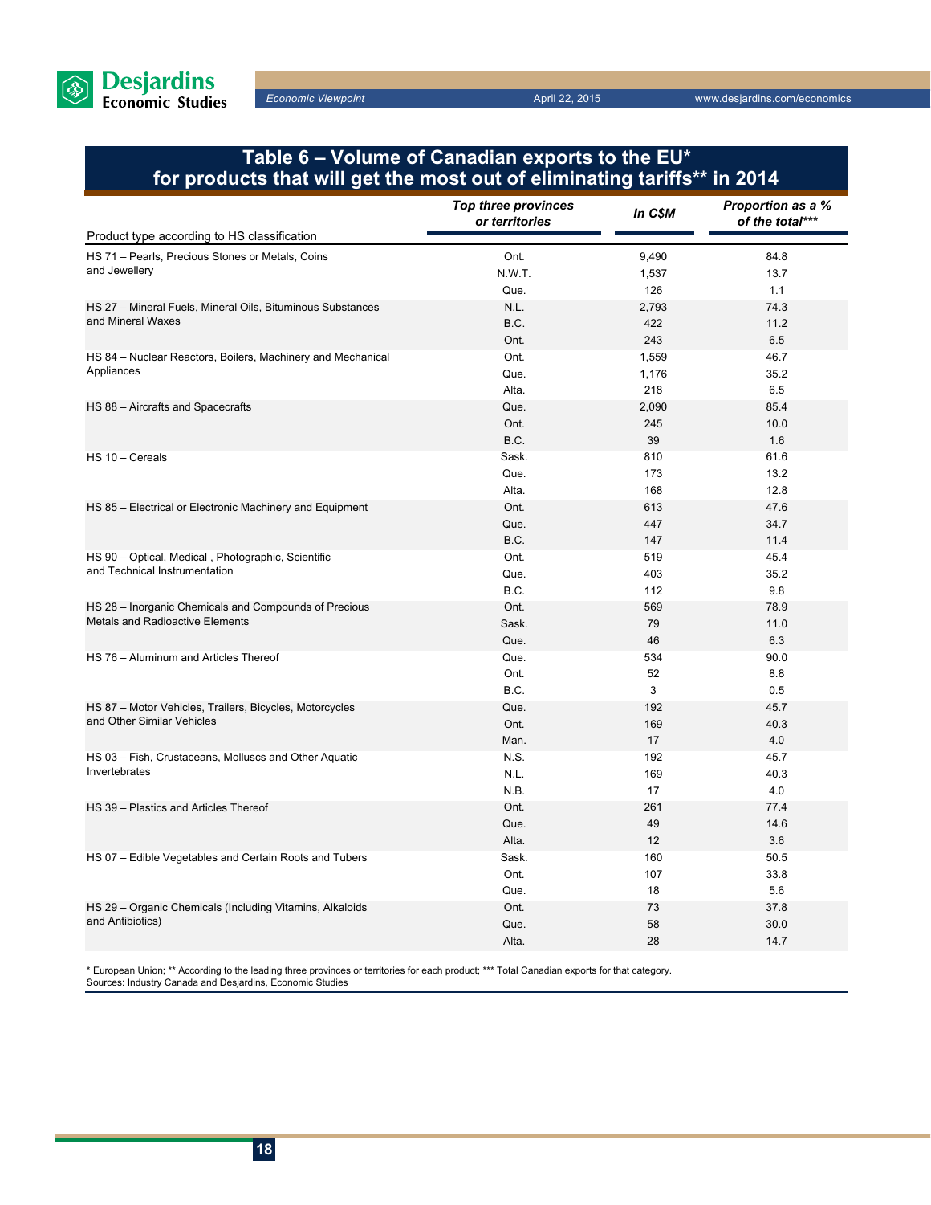## Table 6 – Volume of Canadian exports to the EU* for products that will get the most out of eliminating tariffs** in 2014

| Product type according to HS classification | *Top three provinces or territories* | *In C$M* | *Proportion as a % of the total**** |
|---|---|---|---|
| HS 71 – Pearls, Precious Stones or Metals, Coins and Jewellery | Ont. | 9,490 | 84.8 |
| | N.W.T. | 1,537 | 13.7 |
| | Que. | 126 | 1.1 |
| HS 27 – Mineral Fuels, Mineral Oils, Bituminous Substances and Mineral Waxes | N.L. | 2,793 | 74.3 |
| | B.C. | 422 | 11.2 |
| | Ont. | 243 | 6.5 |
| HS 84 – Nuclear Reactors, Boilers, Machinery and Mechanical Appliances | Ont. | 1,559 | 46.7 |
| | Que. | 1,176 | 35.2 |
| | Alta. | 218 | 6.5 |
| HS 88 – Aircrafts and Spacecrafts | Que. | 2,090 | 85.4 |
| | Ont. | 245 | 10.0 |
| | B.C. | 39 | 1.6 |
| HS 10 – Cereals | Sask. | 810 | 61.6 |
| | Que. | 173 | 13.2 |
| | Alta. | 168 | 12.8 |
| HS 85 – Electrical or Electronic Machinery and Equipment | Ont. | 613 | 47.6 |
| | Que. | 447 | 34.7 |
| | B.C. | 147 | 11.4 |
| HS 90 – Optical, Medical , Photographic, Scientific and Technical Instrumentation | Ont. | 519 | 45.4 |
| | Que. | 403 | 35.2 |
| | B.C. | 112 | 9.8 |
| HS 28 – Inorganic Chemicals and Compounds of Precious Metals and Radioactive Elements | Ont. | 569 | 78.9 |
| | Sask. | 79 | 11.0 |
| | Que. | 46 | 6.3 |
| HS 76 – Aluminum and Articles Thereof | Que. | 534 | 90.0 |
| | Ont. | 52 | 8.8 |
| | B.C. | 3 | 0.5 |
| HS 87 – Motor Vehicles, Trailers, Bicycles, Motorcycles and Other Similar Vehicles | Que. | 192 | 45.7 |
| | Ont. | 169 | 40.3 |
| | Man. | 17 | 4.0 |
| HS 03 – Fish, Crustaceans, Molluscs and Other Aquatic Invertebrates | N.S. | 192 | 45.7 |
| | N.L. | 169 | 40.3 |
| | N.B. | 17 | 4.0 |
| HS 39 – Plastics and Articles Thereof | Ont. | 261 | 77.4 |
| | Que. | 49 | 14.6 |
| | Alta. | 12 | 3.6 |
| HS 07 – Edible Vegetables and Certain Roots and Tubers | Sask. | 160 | 50.5 |
| | Ont. | 107 | 33.8 |
| | Que. | 18 | 5.6 |
| HS 29 – Organic Chemicals (Including Vitamins, Alkaloids and Antibiotics) | Ont. | 73 | 37.8 |
| | Que. | 58 | 30.0 |
| | Alta. | 28 | 14.7 |

* European Union; ** According to the leading three provinces or territories for each product; *** Total Canadian exports for that category.
Sources: Industry Canada and Desjardins, Economic Studies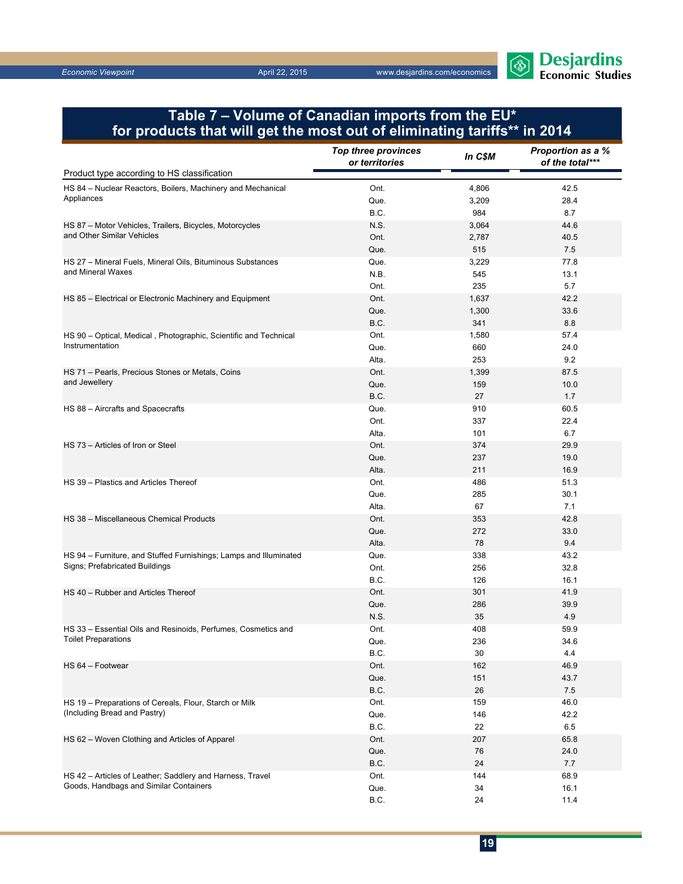## Table 7 – Volume of Canadian imports from the EU* for products that will get the most out of eliminating tariffs** in 2014

| Product type according to HS classification | *Top three provinces or territories* | *In C$M* | *Proportion as a % of the total**** |
|---|---|---|---|
| HS 84 – Nuclear Reactors, Boilers, Machinery and Mechanical Appliances | Ont. | 4,806 | 42.5 |
| | Que. | 3,209 | 28.4 |
| | B.C. | 984 | 8.7 |
| HS 87 – Motor Vehicles, Trailers, Bicycles, Motorcycles and Other Similar Vehicles | N.S. | 3,064 | 44.6 |
| | Ont. | 2,787 | 40.5 |
| | Que. | 515 | 7.5 |
| HS 27 – Mineral Fuels, Mineral Oils, Bituminous Substances and Mineral Waxes | Que. | 3,229 | 77.8 |
| | N.B. | 545 | 13.1 |
| | Ont. | 235 | 5.7 |
| HS 85 – Electrical or Electronic Machinery and Equipment | Ont. | 1,637 | 42.2 |
| | Que. | 1,300 | 33.6 |
| | B.C. | 341 | 8.8 |
| HS 90 – Optical, Medical , Photographic, Scientific and Technical Instrumentation | Ont. | 1,580 | 57.4 |
| | Que. | 660 | 24.0 |
| | Alta. | 253 | 9.2 |
| HS 71 – Pearls, Precious Stones or Metals, Coins and Jewellery | Ont. | 1,399 | 87.5 |
| | Que. | 159 | 10.0 |
| | B.C. | 27 | 1.7 |
| HS 88 – Aircrafts and Spacecrafts | Que. | 910 | 60.5 |
| | Ont. | 337 | 22.4 |
| | Alta. | 101 | 6.7 |
| HS 73 – Articles of Iron or Steel | Ont. | 374 | 29.9 |
| | Que. | 237 | 19.0 |
| | Alta. | 211 | 16.9 |
| HS 39 – Plastics and Articles Thereof | Ont. | 486 | 51.3 |
| | Que. | 285 | 30.1 |
| | Alta. | 67 | 7.1 |
| HS 38 – Miscellaneous Chemical Products | Ont. | 353 | 42.8 |
| | Que. | 272 | 33.0 |
| | Alta. | 78 | 9.4 |
| HS 94 – Furniture, and Stuffed Furnishings; Lamps and Illuminated Signs; Prefabricated Buildings | Que. | 338 | 43.2 |
| | Ont. | 256 | 32.8 |
| | B.C. | 126 | 16.1 |
| HS 40 – Rubber and Articles Thereof | Ont. | 301 | 41.9 |
| | Que. | 286 | 39.9 |
| | N.S. | 35 | 4.9 |
| HS 33 – Essential Oils and Resinoids, Perfumes, Cosmetics and Toilet Preparations | Ont. | 408 | 59.9 |
| | Que. | 236 | 34.6 |
| | B.C. | 30 | 4.4 |
| HS 64 – Footwear | Ont. | 162 | 46.9 |
| | Que. | 151 | 43.7 |
| | B.C. | 26 | 7.5 |
| HS 19 – Preparations of Cereals, Flour, Starch or Milk (Including Bread and Pastry) | Ont. | 159 | 46.0 |
| | Que. | 146 | 42.2 |
| | B.C. | 22 | 6.5 |
| HS 62 – Woven Clothing and Articles of Apparel | Ont. | 207 | 65.8 |
| | Que. | 76 | 24.0 |
| | B.C. | 24 | 7.7 |
| HS 42 – Articles of Leather; Saddlery and Harness, Travel Goods, Handbags and Similar Containers | Ont. | 144 | 68.9 |
| | Que. | 34 | 16.1 |
| | B.C. | 24 | 11.4 |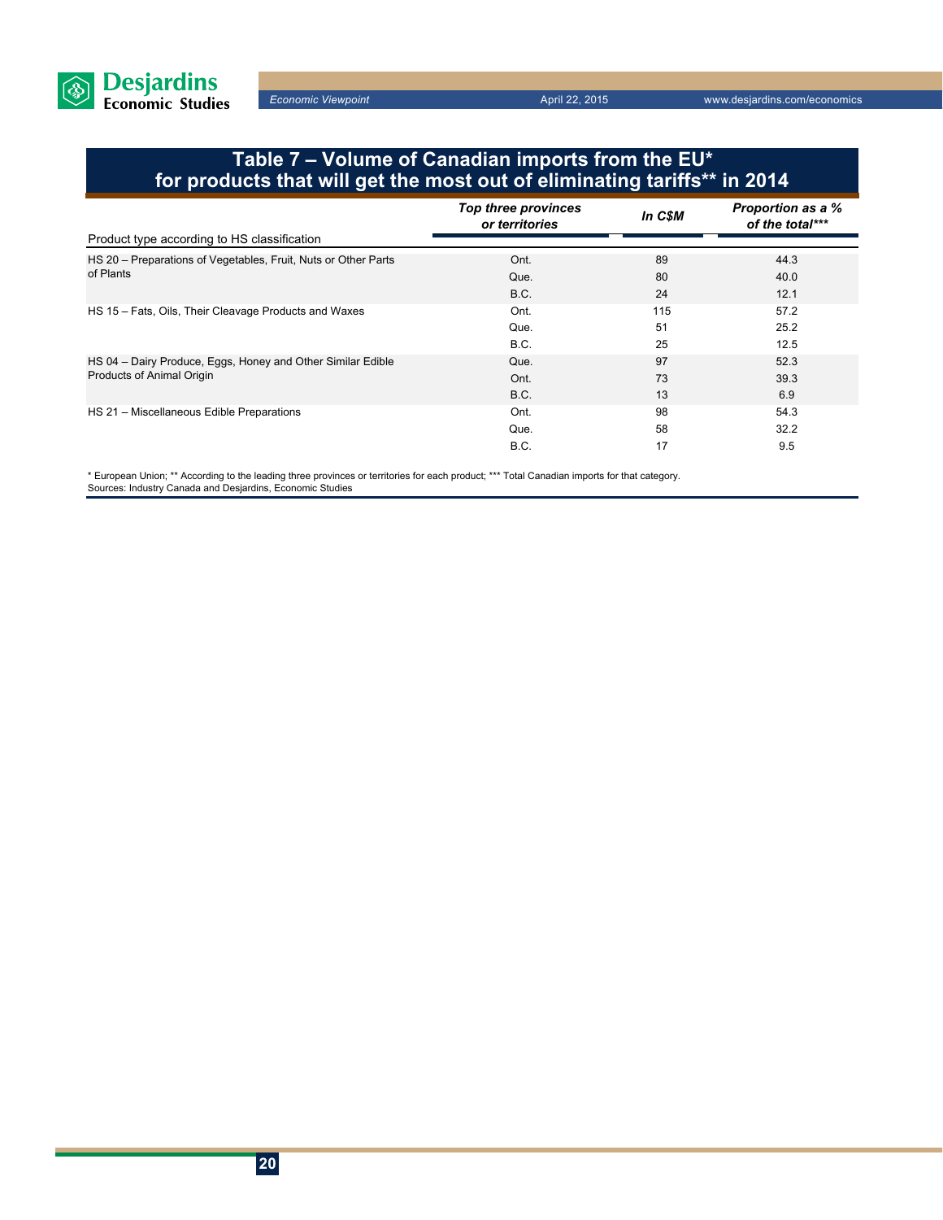## Table 7 – Volume of Canadian imports from the EU* for products that will get the most out of eliminating tariffs** in 2014

| Product type according to HS classification | *Top three provinces or territories* | *In C$M* | *Proportion as a % of the total**** |
|---|---|---|---|
| HS 20 – Preparations of Vegetables, Fruit, Nuts or Other Parts of Plants | Ont. | 89 | 44.3 |
| | Que. | 80 | 40.0 |
| | B.C. | 24 | 12.1 |
| HS 15 – Fats, Oils, Their Cleavage Products and Waxes | Ont. | 115 | 57.2 |
| | Que. | 51 | 25.2 |
| | B.C. | 25 | 12.5 |
| HS 04 – Dairy Produce, Eggs, Honey and Other Similar Edible Products of Animal Origin | Que. | 97 | 52.3 |
| | Ont. | 73 | 39.3 |
| | B.C. | 13 | 6.9 |
| HS 21 – Miscellaneous Edible Preparations | Ont. | 98 | 54.3 |
| | Que. | 58 | 32.2 |
| | B.C. | 17 | 9.5 |

* European Union; ** According to the leading three provinces or territories for each product; *** Total Canadian imports for that category.
Sources: Industry Canada and Desjardins, Economic Studies